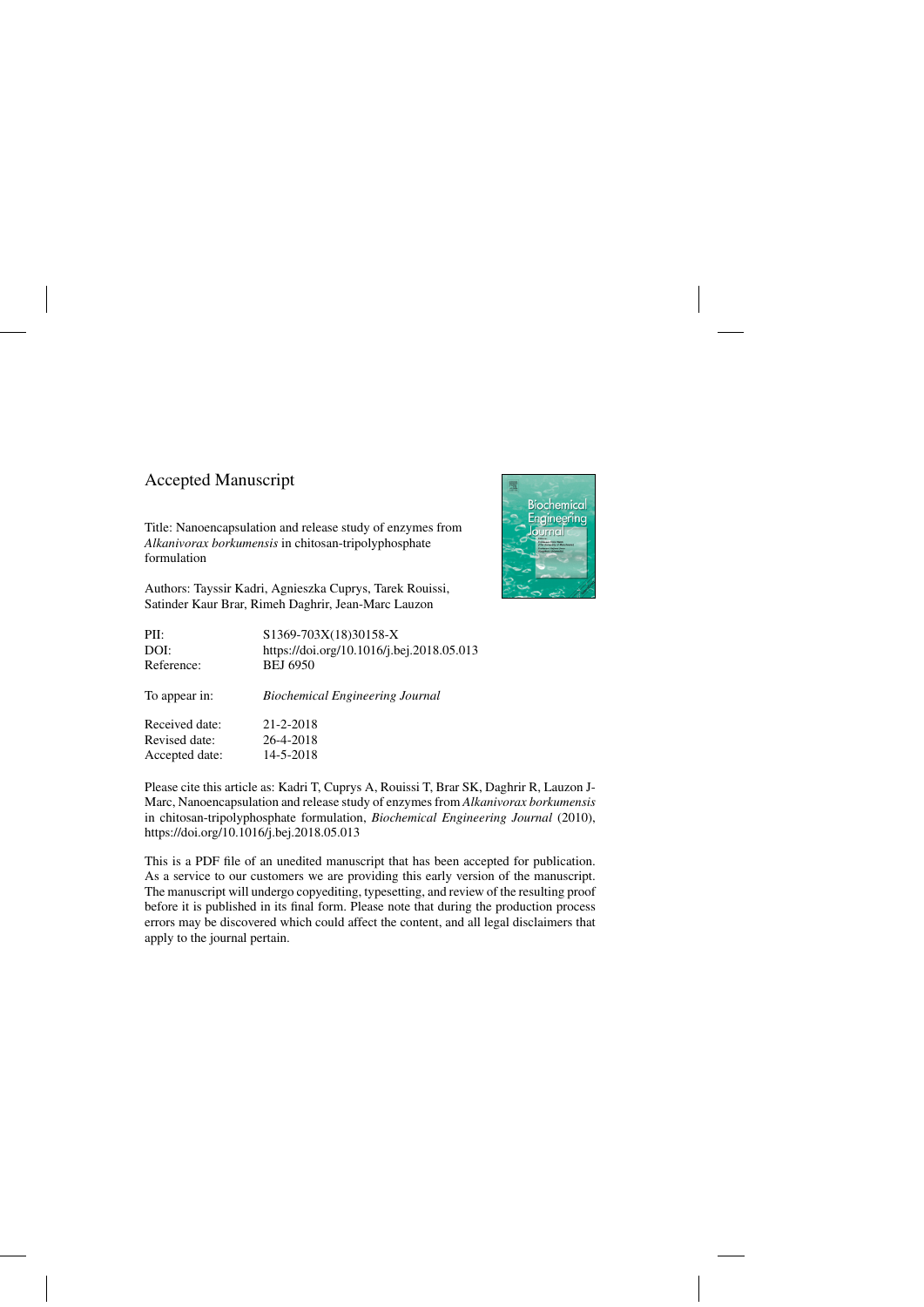Accepted Manuscript

Title: Nanoencapsulation and release study of enzymes from *Alkanivorax borkumensis* in chitosan-tripolyphosphate formulation

Authors: Tayssir Kadri, Agnieszka Cuprys, Tarek Rouissi, Satinder Kaur Brar, Rimeh Daghrir, Jean-Marc Lauzon

| | |
|---|---|
| PII: | S1369-703X(18)30158-X |
| DOI: | https://doi.org/10.1016/j.bej.2018.05.013 |
| Reference: | BEJ 6950 |
| To appear in: | *Biochemical Engineering Journal* |
| Received date: | 21-2-2018 |
| Revised date: | 26-4-2018 |
| Accepted date: | 14-5-2018 |

Please cite this article as: Kadri T, Cuprys A, Rouissi T, Brar SK, Daghrir R, Lauzon J-Marc, Nanoencapsulation and release study of enzymes from *Alkanivorax borkumensis* in chitosan-tripolyphosphate formulation, *Biochemical Engineering Journal* (2010), https://doi.org/10.1016/j.bej.2018.05.013

This is a PDF file of an unedited manuscript that has been accepted for publication. As a service to our customers we are providing this early version of the manuscript. The manuscript will undergo copyediting, typesetting, and review of the resulting proof before it is published in its final form. Please note that during the production process errors may be discovered which could affect the content, and all legal disclaimers that apply to the journal pertain.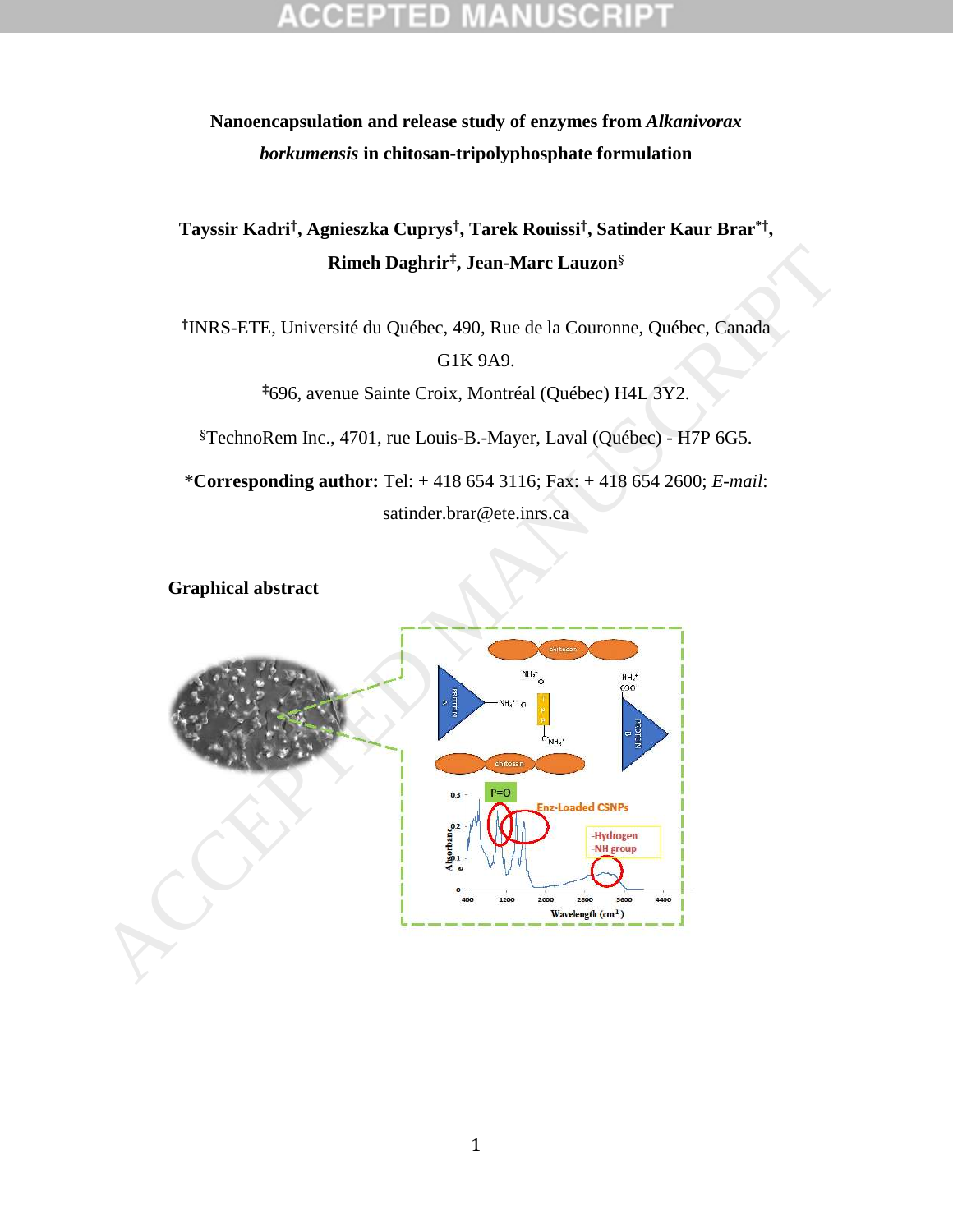**Nanoencapsulation and release study of enzymes from *Alkanivorax borkumensis* in chitosan-tripolyphosphate formulation**

**Tayssir Kadri[†], Agnieszka Cuprys[†], Tarek Rouissi[†], Satinder Kaur Brar[*†], Rimeh Daghrir[‡], Jean-Marc Lauzon[§]**

[†]INRS-ETE, Université du Québec, 490, Rue de la Couronne, Québec, Canada G1K 9A9.

[‡]696, avenue Sainte Croix, Montréal (Québec) H4L 3Y2.

[§]TechnoRem Inc., 4701, rue Louis-B.-Mayer, Laval (Québec) - H7P 6G5.

*__Corresponding author:__ Tel: + 418 654 3116; Fax: + 418 654 2600; *E-mail*: satinder.brar@ete.inrs.ca

**Graphical abstract**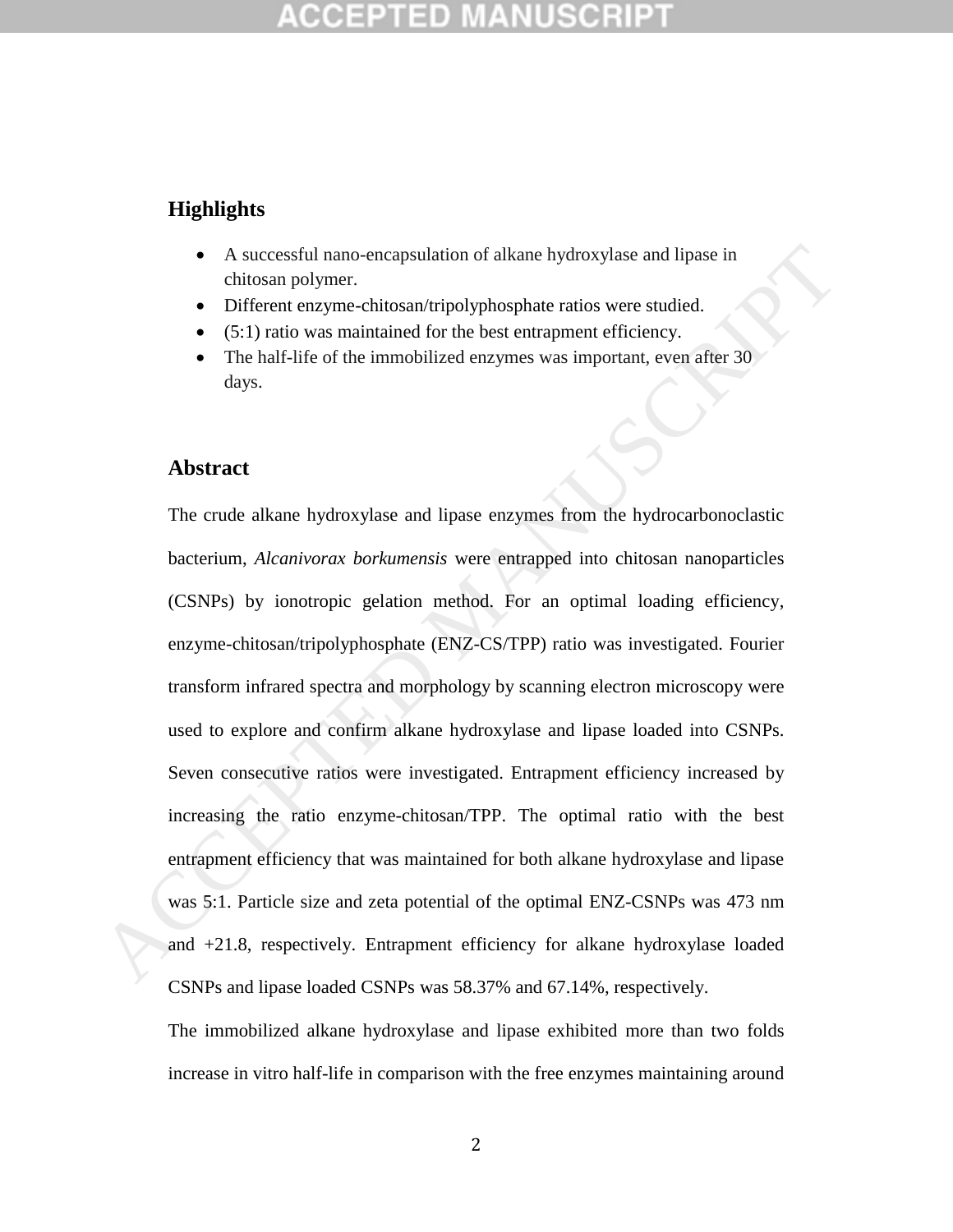## Highlights

- A successful nano-encapsulation of alkane hydroxylase and lipase in chitosan polymer.
- Different enzyme-chitosan/tripolyphosphate ratios were studied.
- (5:1) ratio was maintained for the best entrapment efficiency.
- The half-life of the immobilized enzymes was important, even after 30 days.

## Abstract

The crude alkane hydroxylase and lipase enzymes from the hydrocarbonoclastic bacterium, *Alcanivorax borkumensis* were entrapped into chitosan nanoparticles (CSNPs) by ionotropic gelation method. For an optimal loading efficiency, enzyme-chitosan/tripolyphosphate (ENZ-CS/TPP) ratio was investigated. Fourier transform infrared spectra and morphology by scanning electron microscopy were used to explore and confirm alkane hydroxylase and lipase loaded into CSNPs. Seven consecutive ratios were investigated. Entrapment efficiency increased by increasing the ratio enzyme-chitosan/TPP. The optimal ratio with the best entrapment efficiency that was maintained for both alkane hydroxylase and lipase was 5:1. Particle size and zeta potential of the optimal ENZ-CSNPs was 473 nm and +21.8, respectively. Entrapment efficiency for alkane hydroxylase loaded CSNPs and lipase loaded CSNPs was 58.37% and 67.14%, respectively.

The immobilized alkane hydroxylase and lipase exhibited more than two folds increase in vitro half-life in comparison with the free enzymes maintaining around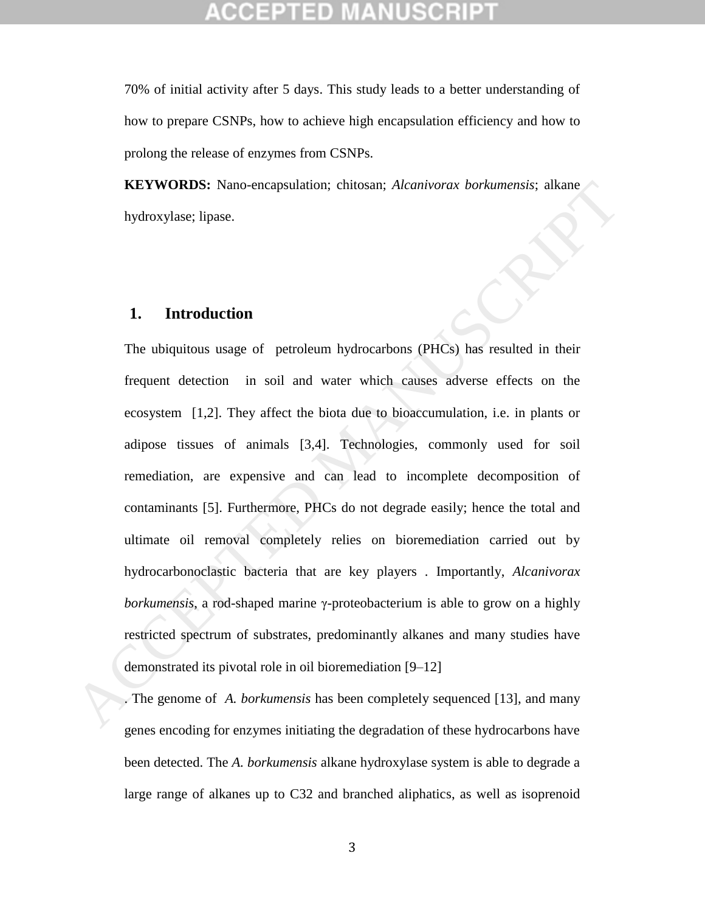70% of initial activity after 5 days. This study leads to a better understanding of how to prepare CSNPs, how to achieve high encapsulation efficiency and how to prolong the release of enzymes from CSNPs.

**KEYWORDS:** Nano-encapsulation; chitosan; *Alcanivorax borkumensis*; alkane hydroxylase; lipase.

## 1. Introduction

The ubiquitous usage of petroleum hydrocarbons (PHCs) has resulted in their frequent detection in soil and water which causes adverse effects on the ecosystem [1,2]. They affect the biota due to bioaccumulation, i.e. in plants or adipose tissues of animals [3,4]. Technologies, commonly used for soil remediation, are expensive and can lead to incomplete decomposition of contaminants [5]. Furthermore, PHCs do not degrade easily; hence the total and ultimate oil removal completely relies on bioremediation carried out by hydrocarbonoclastic bacteria that are key players . Importantly, *Alcanivorax borkumensis*, a rod-shaped marine γ-proteobacterium is able to grow on a highly restricted spectrum of substrates, predominantly alkanes and many studies have demonstrated its pivotal role in oil bioremediation [9–12]

. The genome of *A. borkumensis* has been completely sequenced [13], and many genes encoding for enzymes initiating the degradation of these hydrocarbons have been detected. The *A. borkumensis* alkane hydroxylase system is able to degrade a large range of alkanes up to C32 and branched aliphatics, as well as isoprenoid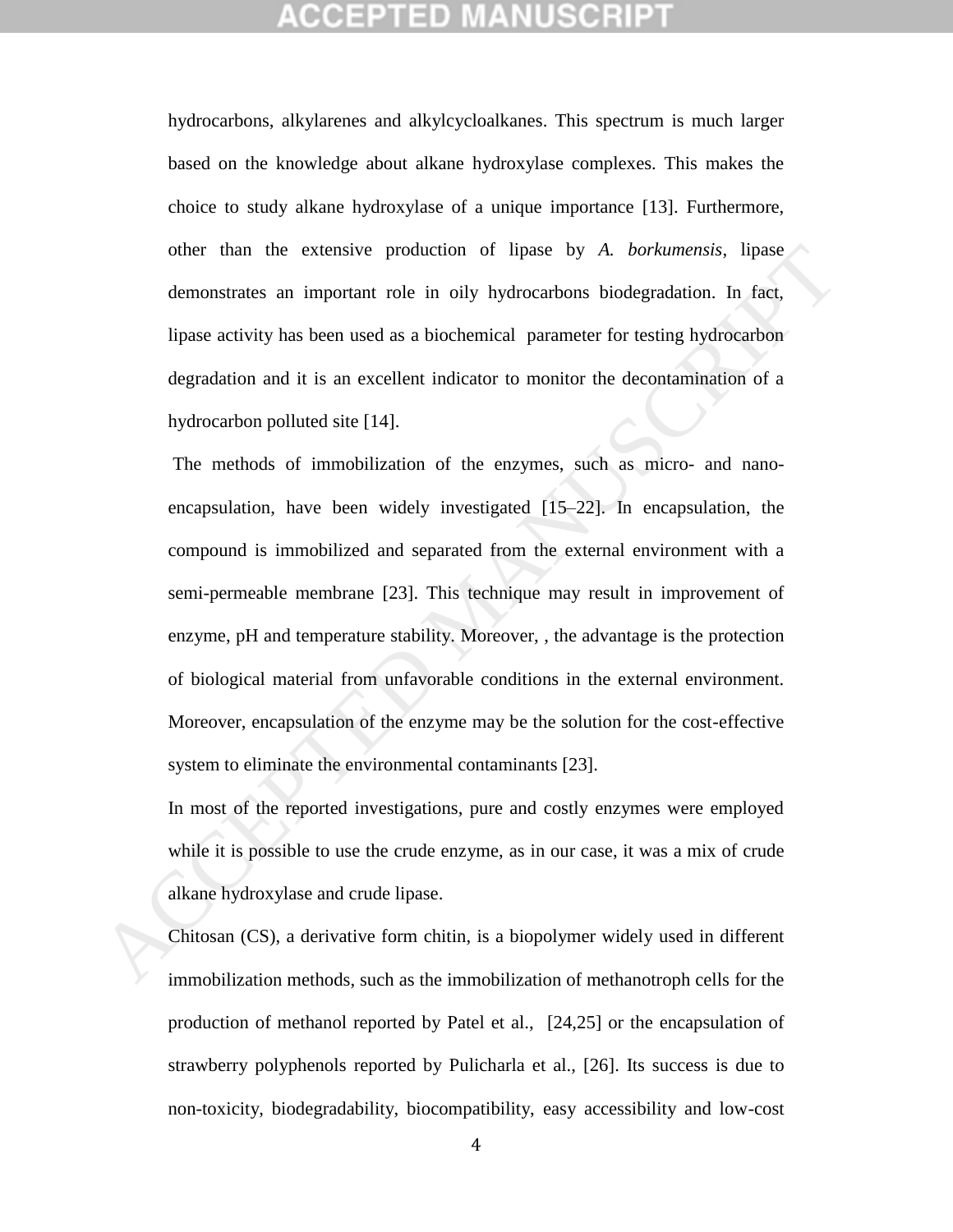hydrocarbons, alkylarenes and alkylcycloalkanes. This spectrum is much larger based on the knowledge about alkane hydroxylase complexes. This makes the choice to study alkane hydroxylase of a unique importance [13]. Furthermore, other than the extensive production of lipase by *A. borkumensis*, lipase demonstrates an important role in oily hydrocarbons biodegradation. In fact, lipase activity has been used as a biochemical parameter for testing hydrocarbon degradation and it is an excellent indicator to monitor the decontamination of a hydrocarbon polluted site [14].

The methods of immobilization of the enzymes, such as micro- and nano-encapsulation, have been widely investigated [15–22]. In encapsulation, the compound is immobilized and separated from the external environment with a semi-permeable membrane [23]. This technique may result in improvement of enzyme, pH and temperature stability. Moreover, , the advantage is the protection of biological material from unfavorable conditions in the external environment. Moreover, encapsulation of the enzyme may be the solution for the cost-effective system to eliminate the environmental contaminants [23].

In most of the reported investigations, pure and costly enzymes were employed while it is possible to use the crude enzyme, as in our case, it was a mix of crude alkane hydroxylase and crude lipase.

Chitosan (CS), a derivative form chitin, is a biopolymer widely used in different immobilization methods, such as the immobilization of methanotroph cells for the production of methanol reported by Patel et al., [24,25] or the encapsulation of strawberry polyphenols reported by Pulicharla et al., [26]. Its success is due to non-toxicity, biodegradability, biocompatibility, easy accessibility and low-cost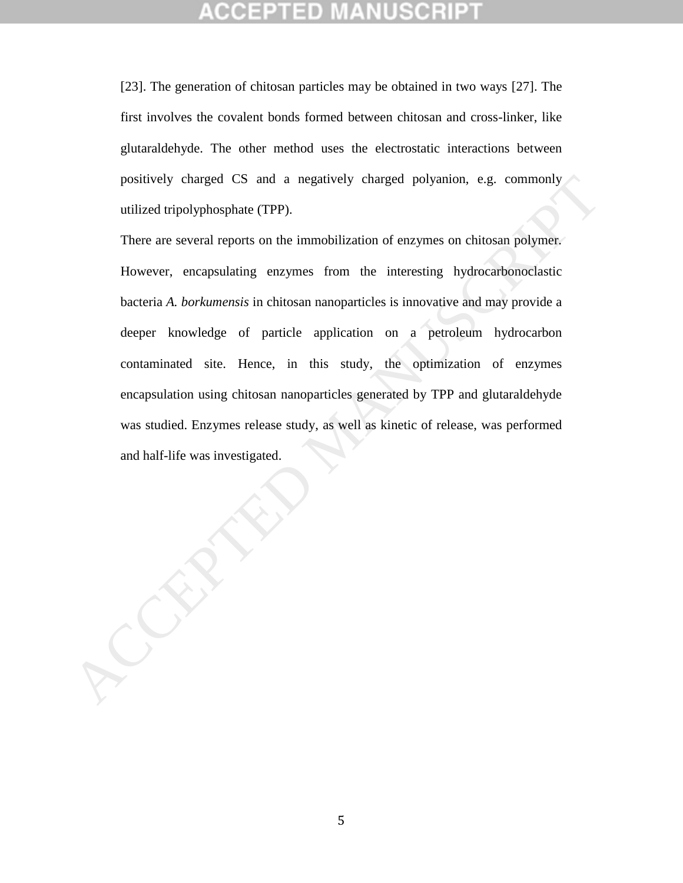[23]. The generation of chitosan particles may be obtained in two ways [27]. The first involves the covalent bonds formed between chitosan and cross-linker, like glutaraldehyde. The other method uses the electrostatic interactions between positively charged CS and a negatively charged polyanion, e.g. commonly utilized tripolyphosphate (TPP).

There are several reports on the immobilization of enzymes on chitosan polymer. However, encapsulating enzymes from the interesting hydrocarbonoclastic bacteria *A. borkumensis* in chitosan nanoparticles is innovative and may provide a deeper knowledge of particle application on a petroleum hydrocarbon contaminated site. Hence, in this study, the optimization of enzymes encapsulation using chitosan nanoparticles generated by TPP and glutaraldehyde was studied. Enzymes release study, as well as kinetic of release, was performed and half-life was investigated.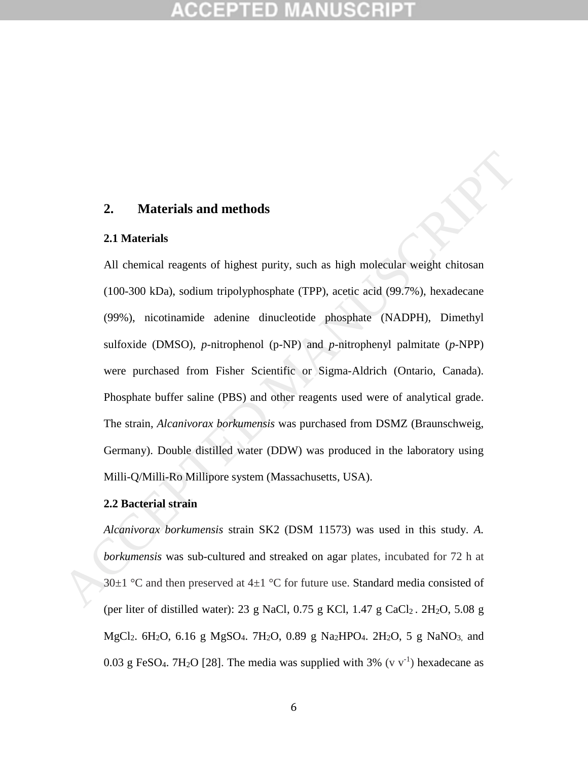## 2. Materials and methods

### 2.1 Materials

All chemical reagents of highest purity, such as high molecular weight chitosan (100-300 kDa), sodium tripolyphosphate (TPP), acetic acid (99.7%), hexadecane (99%), nicotinamide adenine dinucleotide phosphate (NADPH), Dimethyl sulfoxide (DMSO), *p*-nitrophenol (p-NP) and *p*-nitrophenyl palmitate (*p*-NPP) were purchased from Fisher Scientific or Sigma-Aldrich (Ontario, Canada). Phosphate buffer saline (PBS) and other reagents used were of analytical grade. The strain, *Alcanivorax borkumensis* was purchased from DSMZ (Braunschweig, Germany). Double distilled water (DDW) was produced in the laboratory using Milli-Q/Milli-Ro Millipore system (Massachusetts, USA).

### 2.2 Bacterial strain

*Alcanivorax borkumensis* strain SK2 (DSM 11573) was used in this study. *A. borkumensis* was sub-cultured and streaked on agar plates, incubated for 72 h at 30±1 °C and then preserved at 4±1 °C for future use. Standard media consisted of (per liter of distilled water): 23 g NaCl, 0.75 g KCl, 1.47 g $CaCl_2 . 2H_2O$, 5.08 g $MgCl_2 . 6H_2O$, 6.16 g $MgSO_4 . 7H_2O$, 0.89 g $Na_2HPO_4 . 2H_2O$, 5 g $NaNO_3$, and 0.03 g $FeSO_4 . 7H_2O$ [28]. The media was supplied with 3% (v $v^{-1}$) hexadecane as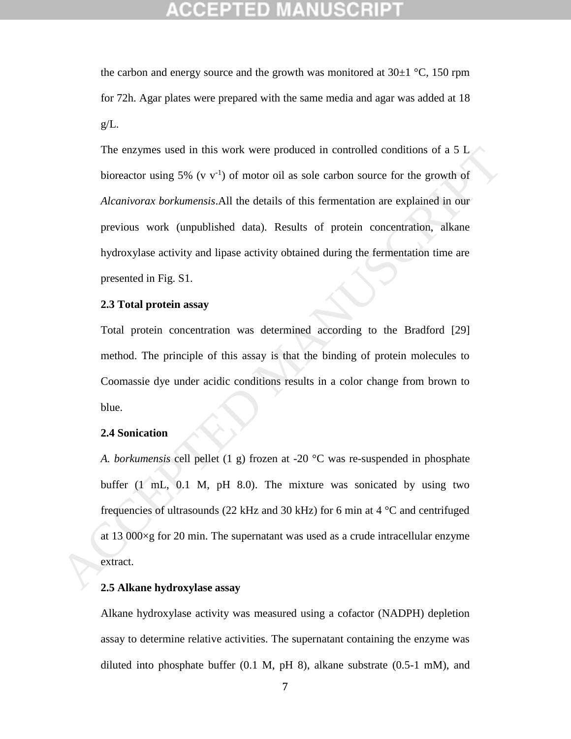the carbon and energy source and the growth was monitored at 30±1 °C, 150 rpm for 72h. Agar plates were prepared with the same media and agar was added at 18 g/L.

The enzymes used in this work were produced in controlled conditions of a 5 L bioreactor using 5% (v $v^{-1}$) of motor oil as sole carbon source for the growth of *Alcanivorax borkumensis*.All the details of this fermentation are explained in our previous work (unpublished data). Results of protein concentration, alkane hydroxylase activity and lipase activity obtained during the fermentation time are presented in Fig. S1.

**2.3 Total protein assay**

Total protein concentration was determined according to the Bradford [29] method. The principle of this assay is that the binding of protein molecules to Coomassie dye under acidic conditions results in a color change from brown to blue.

**2.4 Sonication**

*A. borkumensis* cell pellet (1 g) frozen at -20 °C was re-suspended in phosphate buffer (1 mL, 0.1 M, pH 8.0). The mixture was sonicated by using two frequencies of ultrasounds (22 kHz and 30 kHz) for 6 min at 4 °C and centrifuged at 13 000×g for 20 min. The supernatant was used as a crude intracellular enzyme extract.

**2.5 Alkane hydroxylase assay**

Alkane hydroxylase activity was measured using a cofactor (NADPH) depletion assay to determine relative activities. The supernatant containing the enzyme was diluted into phosphate buffer (0.1 M, pH 8), alkane substrate (0.5-1 mM), and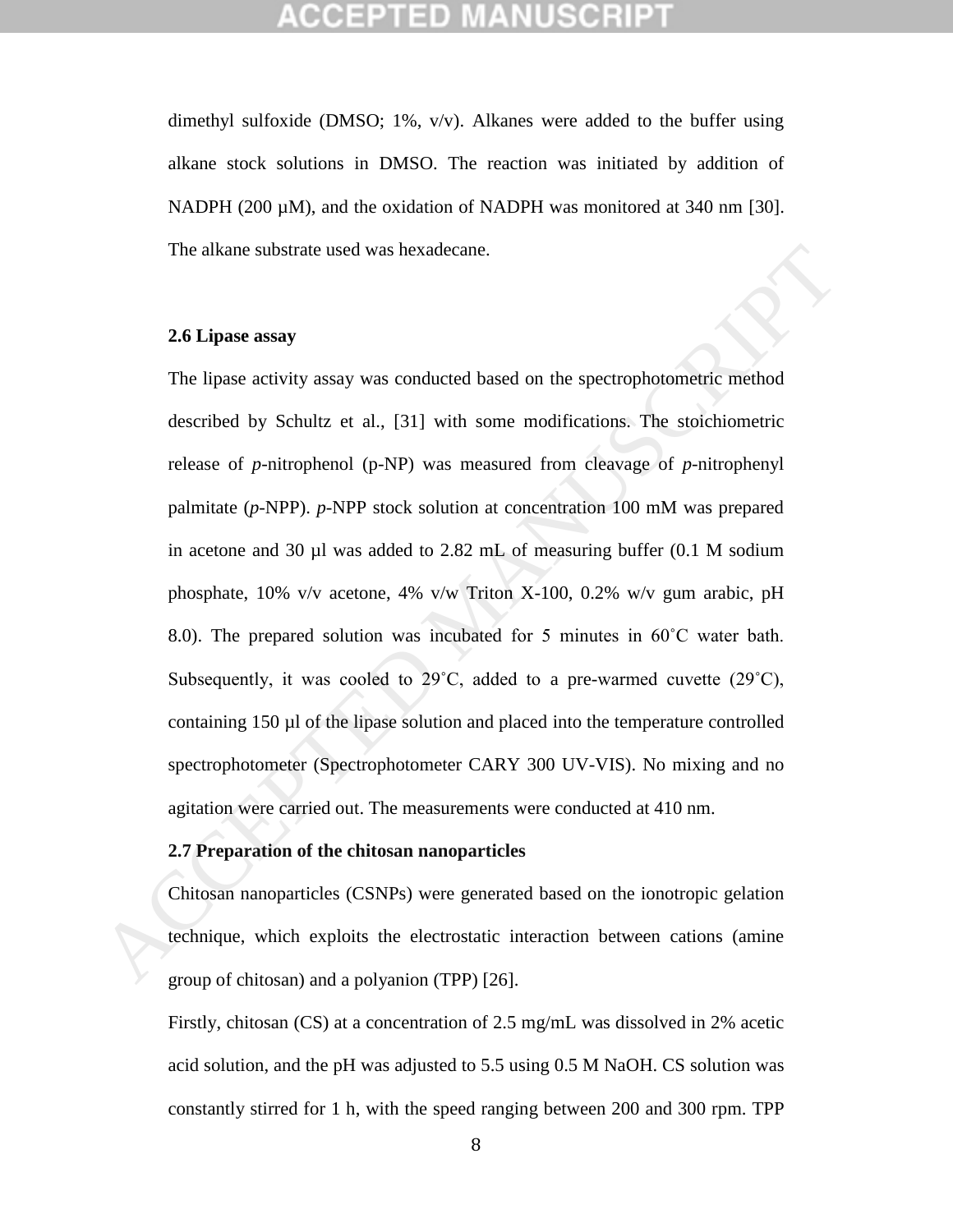dimethyl sulfoxide (DMSO; 1%, v/v). Alkanes were added to the buffer using alkane stock solutions in DMSO. The reaction was initiated by addition of NADPH (200 µM), and the oxidation of NADPH was monitored at 340 nm [30]. The alkane substrate used was hexadecane.

### 2.6 Lipase assay

The lipase activity assay was conducted based on the spectrophotometric method described by Schultz et al., [31] with some modifications. The stoichiometric release of *p*-nitrophenol (p-NP) was measured from cleavage of *p*-nitrophenyl palmitate (*p*-NPP). *p*-NPP stock solution at concentration 100 mM was prepared in acetone and 30 µl was added to 2.82 mL of measuring buffer (0.1 M sodium phosphate, 10% v/v acetone, 4% v/w Triton X-100, 0.2% w/v gum arabic, pH 8.0). The prepared solution was incubated for 5 minutes in 60˚C water bath. Subsequently, it was cooled to 29˚C, added to a pre-warmed cuvette (29˚C), containing 150 µl of the lipase solution and placed into the temperature controlled spectrophotometer (Spectrophotometer CARY 300 UV-VIS). No mixing and no agitation were carried out. The measurements were conducted at 410 nm.

### 2.7 Preparation of the chitosan nanoparticles

Chitosan nanoparticles (CSNPs) were generated based on the ionotropic gelation technique, which exploits the electrostatic interaction between cations (amine group of chitosan) and a polyanion (TPP) [26].

Firstly, chitosan (CS) at a concentration of 2.5 mg/mL was dissolved in 2% acetic acid solution, and the pH was adjusted to 5.5 using 0.5 M NaOH. CS solution was constantly stirred for 1 h, with the speed ranging between 200 and 300 rpm. TPP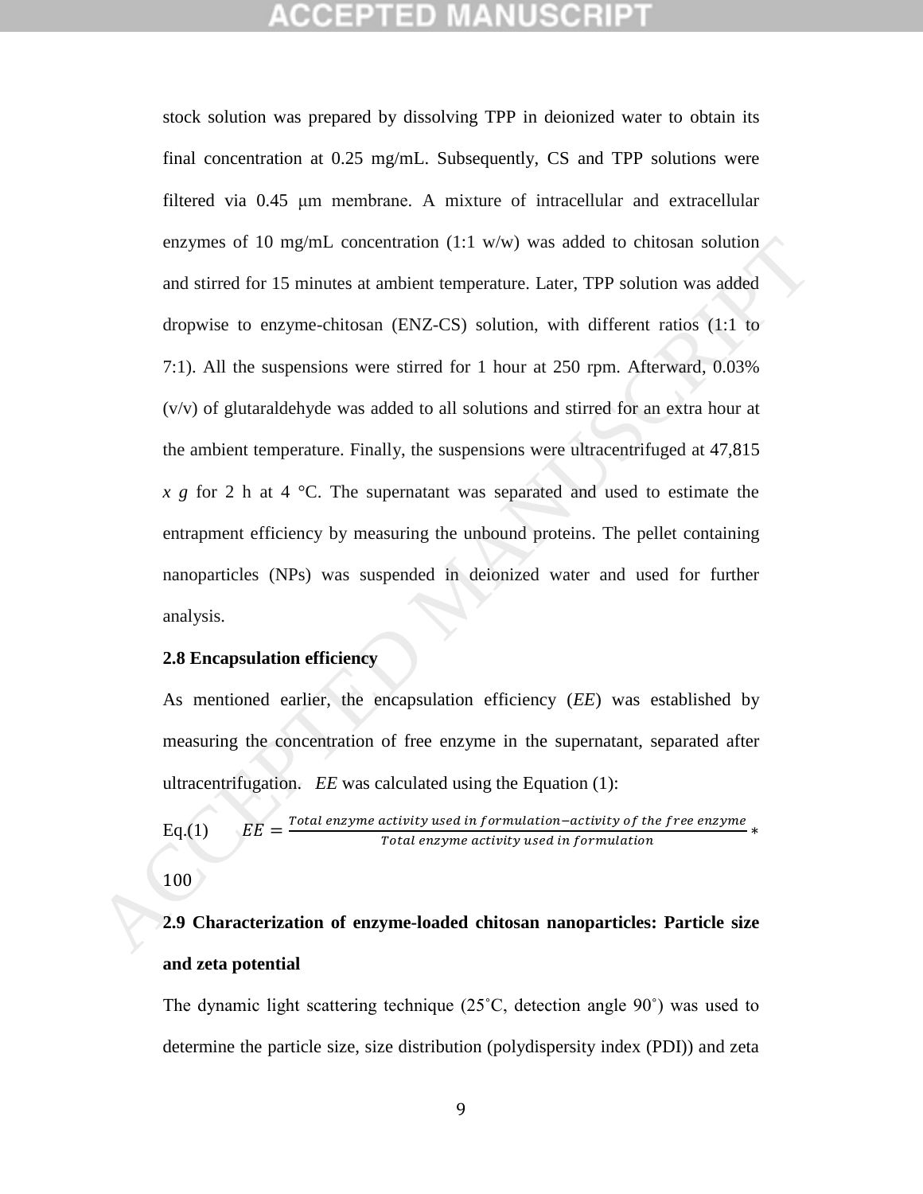stock solution was prepared by dissolving TPP in deionized water to obtain its final concentration at 0.25 mg/mL. Subsequently, CS and TPP solutions were filtered via 0.45 μm membrane. A mixture of intracellular and extracellular enzymes of 10 mg/mL concentration (1:1 w/w) was added to chitosan solution and stirred for 15 minutes at ambient temperature. Later, TPP solution was added dropwise to enzyme-chitosan (ENZ-CS) solution, with different ratios (1:1 to 7:1). All the suspensions were stirred for 1 hour at 250 rpm. Afterward, 0.03% (v/v) of glutaraldehyde was added to all solutions and stirred for an extra hour at the ambient temperature. Finally, the suspensions were ultracentrifuged at 47,815 *x g* for 2 h at 4 °C. The supernatant was separated and used to estimate the entrapment efficiency by measuring the unbound proteins. The pellet containing nanoparticles (NPs) was suspended in deionized water and used for further analysis.

**2.8 Encapsulation efficiency**

As mentioned earlier, the encapsulation efficiency (*EE*) was established by measuring the concentration of free enzyme in the supernatant, separated after ultracentrifugation. *EE* was calculated using the Equation (1):

Eq.(1)
$$EE = \frac{Total\ enzyme\ activity\ used\ in\ formulation - activity\ of\ the\ free\ enzyme}{Total\ enzyme\ activity\ used\ in\ formulation} * 100$$

**2.9 Characterization of enzyme-loaded chitosan nanoparticles: Particle size and zeta potential**

The dynamic light scattering technique (25˚C, detection angle 90˚) was used to determine the particle size, size distribution (polydispersity index (PDI)) and zeta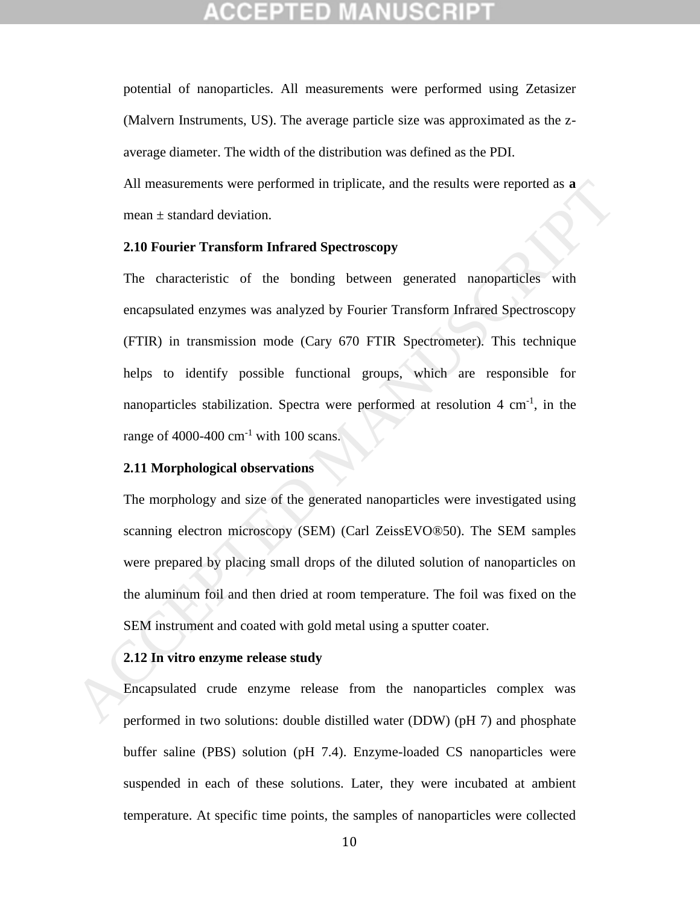potential of nanoparticles. All measurements were performed using Zetasizer (Malvern Instruments, US). The average particle size was approximated as the z-average diameter. The width of the distribution was defined as the PDI.

All measurements were performed in triplicate, and the results were reported as **a** mean ± standard deviation.

### 2.10 Fourier Transform Infrared Spectroscopy

The characteristic of the bonding between generated nanoparticles with encapsulated enzymes was analyzed by Fourier Transform Infrared Spectroscopy (FTIR) in transmission mode (Cary 670 FTIR Spectrometer). This technique helps to identify possible functional groups, which are responsible for nanoparticles stabilization. Spectra were performed at resolution 4 $cm^{-1}$, in the range of 4000-400 $cm^{-1}$ with 100 scans.

### 2.11 Morphological observations

The morphology and size of the generated nanoparticles were investigated using scanning electron microscopy (SEM) (Carl ZeissEVO®50). The SEM samples were prepared by placing small drops of the diluted solution of nanoparticles on the aluminum foil and then dried at room temperature. The foil was fixed on the SEM instrument and coated with gold metal using a sputter coater.

### 2.12 In vitro enzyme release study

Encapsulated crude enzyme release from the nanoparticles complex was performed in two solutions: double distilled water (DDW) (pH 7) and phosphate buffer saline (PBS) solution (pH 7.4). Enzyme-loaded CS nanoparticles were suspended in each of these solutions. Later, they were incubated at ambient temperature. At specific time points, the samples of nanoparticles were collected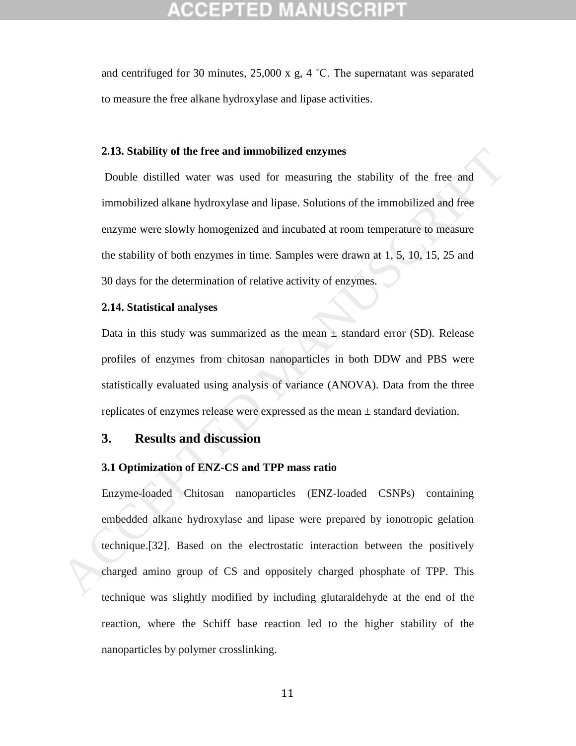and centrifuged for 30 minutes, 25,000 x g, 4 ˚C. The supernatant was separated to measure the free alkane hydroxylase and lipase activities.

**2.13. Stability of the free and immobilized enzymes**

Double distilled water was used for measuring the stability of the free and immobilized alkane hydroxylase and lipase. Solutions of the immobilized and free enzyme were slowly homogenized and incubated at room temperature to measure the stability of both enzymes in time. Samples were drawn at 1, 5, 10, 15, 25 and 30 days for the determination of relative activity of enzymes.

**2.14. Statistical analyses**

Data in this study was summarized as the mean ± standard error (SD). Release profiles of enzymes from chitosan nanoparticles in both DDW and PBS were statistically evaluated using analysis of variance (ANOVA). Data from the three replicates of enzymes release were expressed as the mean ± standard deviation.

## 3. Results and discussion

**3.1 Optimization of ENZ-CS and TPP mass ratio**

Enzyme-loaded Chitosan nanoparticles (ENZ-loaded CSNPs) containing embedded alkane hydroxylase and lipase were prepared by ionotropic gelation technique.[32]. Based on the electrostatic interaction between the positively charged amino group of CS and oppositely charged phosphate of TPP. This technique was slightly modified by including glutaraldehyde at the end of the reaction, where the Schiff base reaction led to the higher stability of the nanoparticles by polymer crosslinking.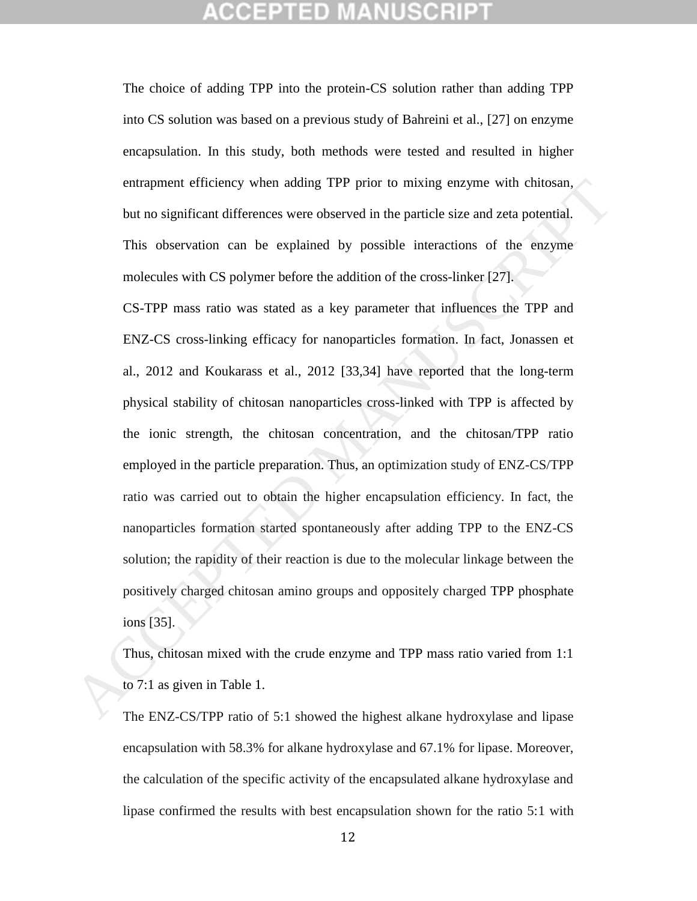The choice of adding TPP into the protein-CS solution rather than adding TPP into CS solution was based on a previous study of Bahreini et al., [27] on enzyme encapsulation. In this study, both methods were tested and resulted in higher entrapment efficiency when adding TPP prior to mixing enzyme with chitosan, but no significant differences were observed in the particle size and zeta potential. This observation can be explained by possible interactions of the enzyme molecules with CS polymer before the addition of the cross-linker [27].

CS-TPP mass ratio was stated as a key parameter that influences the TPP and ENZ-CS cross-linking efficacy for nanoparticles formation. In fact, Jonassen et al., 2012 and Koukarass et al., 2012 [33,34] have reported that the long-term physical stability of chitosan nanoparticles cross-linked with TPP is affected by the ionic strength, the chitosan concentration, and the chitosan/TPP ratio employed in the particle preparation. Thus, an optimization study of ENZ-CS/TPP ratio was carried out to obtain the higher encapsulation efficiency. In fact, the nanoparticles formation started spontaneously after adding TPP to the ENZ-CS solution; the rapidity of their reaction is due to the molecular linkage between the positively charged chitosan amino groups and oppositely charged TPP phosphate ions [35].

Thus, chitosan mixed with the crude enzyme and TPP mass ratio varied from 1:1 to 7:1 as given in Table 1.

The ENZ-CS/TPP ratio of 5:1 showed the highest alkane hydroxylase and lipase encapsulation with 58.3% for alkane hydroxylase and 67.1% for lipase. Moreover, the calculation of the specific activity of the encapsulated alkane hydroxylase and lipase confirmed the results with best encapsulation shown for the ratio 5:1 with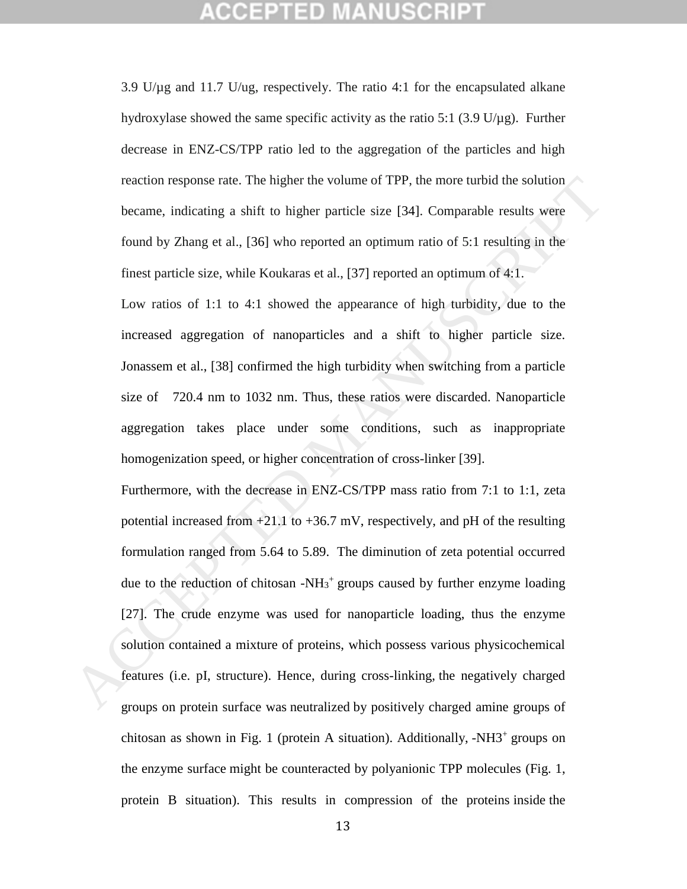3.9 U/µg and 11.7 U/ug, respectively. The ratio 4:1 for the encapsulated alkane hydroxylase showed the same specific activity as the ratio 5:1 (3.9 U/µg). Further decrease in ENZ-CS/TPP ratio led to the aggregation of the particles and high reaction response rate. The higher the volume of TPP, the more turbid the solution became, indicating a shift to higher particle size [34]. Comparable results were found by Zhang et al., [36] who reported an optimum ratio of 5:1 resulting in the finest particle size, while Koukaras et al., [37] reported an optimum of 4:1.

Low ratios of 1:1 to 4:1 showed the appearance of high turbidity, due to the increased aggregation of nanoparticles and a shift to higher particle size. Jonassem et al., [38] confirmed the high turbidity when switching from a particle size of 720.4 nm to 1032 nm. Thus, these ratios were discarded. Nanoparticle aggregation takes place under some conditions, such as inappropriate homogenization speed, or higher concentration of cross-linker [39].

Furthermore, with the decrease in ENZ-CS/TPP mass ratio from 7:1 to 1:1, zeta potential increased from +21.1 to +36.7 mV, respectively, and pH of the resulting formulation ranged from 5.64 to 5.89. The diminution of zeta potential occurred due to the reduction of chitosan $-NH_3^+$ groups caused by further enzyme loading [27]. The crude enzyme was used for nanoparticle loading, thus the enzyme solution contained a mixture of proteins, which possess various physicochemical features (i.e. pI, structure). Hence, during cross-linking, the negatively charged groups on protein surface was neutralized by positively charged amine groups of chitosan as shown in Fig. 1 (protein A situation). Additionally, $-NH3^+$ groups on the enzyme surface might be counteracted by polyanionic TPP molecules (Fig. 1, protein B situation). This results in compression of the proteins inside the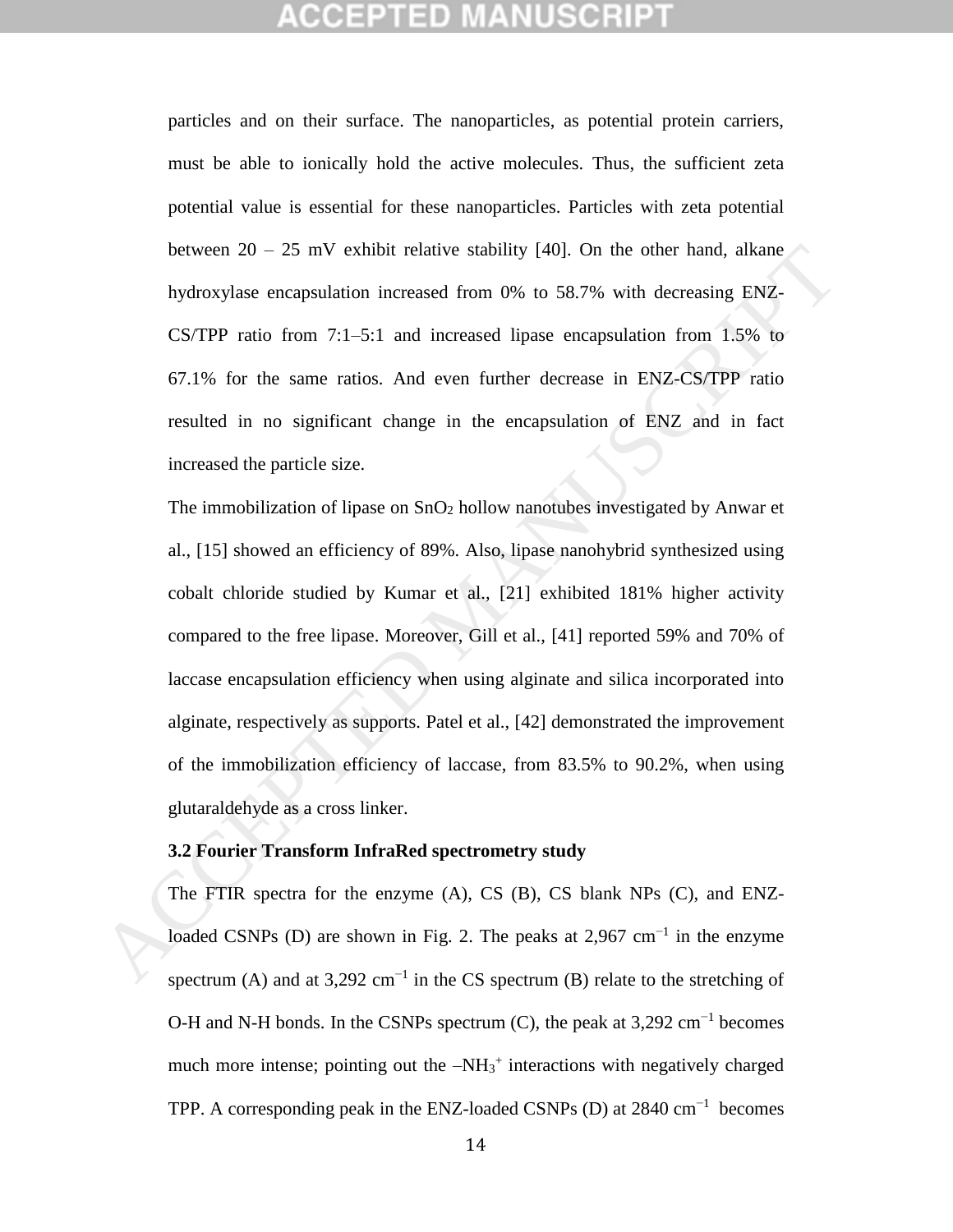particles and on their surface. The nanoparticles, as potential protein carriers, must be able to ionically hold the active molecules. Thus, the sufficient zeta potential value is essential for these nanoparticles. Particles with zeta potential between 20 – 25 mV exhibit relative stability [40]. On the other hand, alkane hydroxylase encapsulation increased from 0% to 58.7% with decreasing ENZ-CS/TPP ratio from 7:1–5:1 and increased lipase encapsulation from 1.5% to 67.1% for the same ratios. And even further decrease in ENZ-CS/TPP ratio resulted in no significant change in the encapsulation of ENZ and in fact increased the particle size.

The immobilization of lipase on $SnO_2$ hollow nanotubes investigated by Anwar et al., [15] showed an efficiency of 89%. Also, lipase nanohybrid synthesized using cobalt chloride studied by Kumar et al., [21] exhibited 181% higher activity compared to the free lipase. Moreover, Gill et al., [41] reported 59% and 70% of laccase encapsulation efficiency when using alginate and silica incorporated into alginate, respectively as supports. Patel et al., [42] demonstrated the improvement of the immobilization efficiency of laccase, from 83.5% to 90.2%, when using glutaraldehyde as a cross linker.

### 3.2 Fourier Transform InfraRed spectrometry study

The FTIR spectra for the enzyme (A), CS (B), CS blank NPs (C), and ENZ-loaded CSNPs (D) are shown in Fig. 2. The peaks at 2,967 $cm^{-1}$ in the enzyme spectrum (A) and at 3,292 $cm^{-1}$ in the CS spectrum (B) relate to the stretching of O-H and N-H bonds. In the CSNPs spectrum (C), the peak at 3,292 $cm^{-1}$ becomes much more intense; pointing out the $–NH_3^+$ interactions with negatively charged TPP. A corresponding peak in the ENZ-loaded CSNPs (D) at 2840 $cm^{-1}$ becomes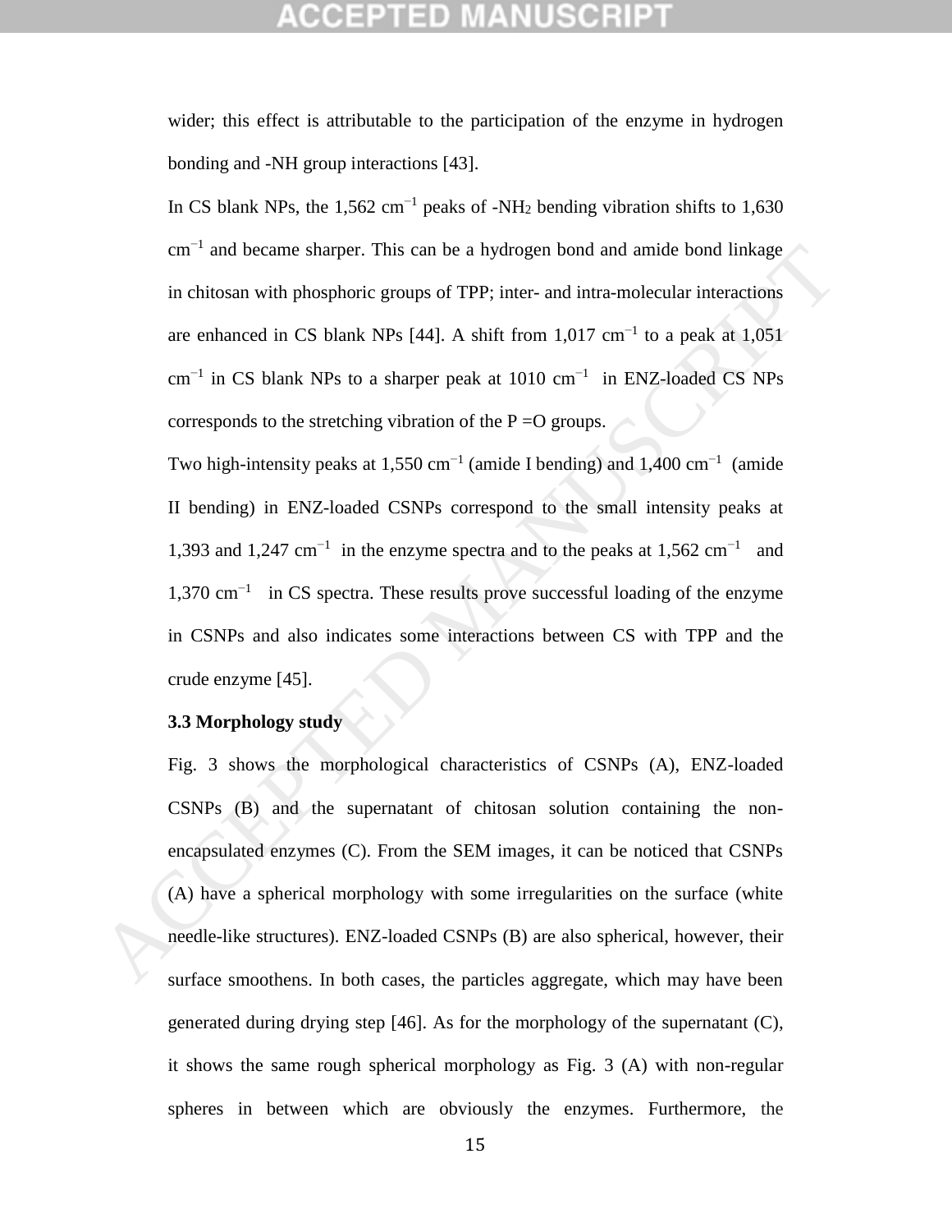wider; this effect is attributable to the participation of the enzyme in hydrogen bonding and -NH group interactions [43].

In CS blank NPs, the 1,562 $cm^{-1}$ peaks of $-NH_2$ bending vibration shifts to 1,630 $cm^{-1}$ and became sharper. This can be a hydrogen bond and amide bond linkage in chitosan with phosphoric groups of TPP; inter- and intra-molecular interactions are enhanced in CS blank NPs [44]. A shift from 1,017 $cm^{-1}$ to a peak at 1,051 $cm^{-1}$ in CS blank NPs to a sharper peak at 1010 $cm^{-1}$ in ENZ-loaded CS NPs corresponds to the stretching vibration of the P =O groups.

Two high-intensity peaks at 1,550 $cm^{-1}$ (amide I bending) and 1,400 $cm^{-1}$ (amide II bending) in ENZ-loaded CSNPs correspond to the small intensity peaks at 1,393 and 1,247 $cm^{-1}$ in the enzyme spectra and to the peaks at 1,562 $cm^{-1}$ and 1,370 $cm^{-1}$ in CS spectra. These results prove successful loading of the enzyme in CSNPs and also indicates some interactions between CS with TPP and the crude enzyme [45].

**3.3 Morphology study**

Fig. 3 shows the morphological characteristics of CSNPs (A), ENZ-loaded CSNPs (B) and the supernatant of chitosan solution containing the non-encapsulated enzymes (C). From the SEM images, it can be noticed that CSNPs (A) have a spherical morphology with some irregularities on the surface (white needle-like structures). ENZ-loaded CSNPs (B) are also spherical, however, their surface smoothens. In both cases, the particles aggregate, which may have been generated during drying step [46]. As for the morphology of the supernatant (C), it shows the same rough spherical morphology as Fig. 3 (A) with non-regular spheres in between which are obviously the enzymes. Furthermore, the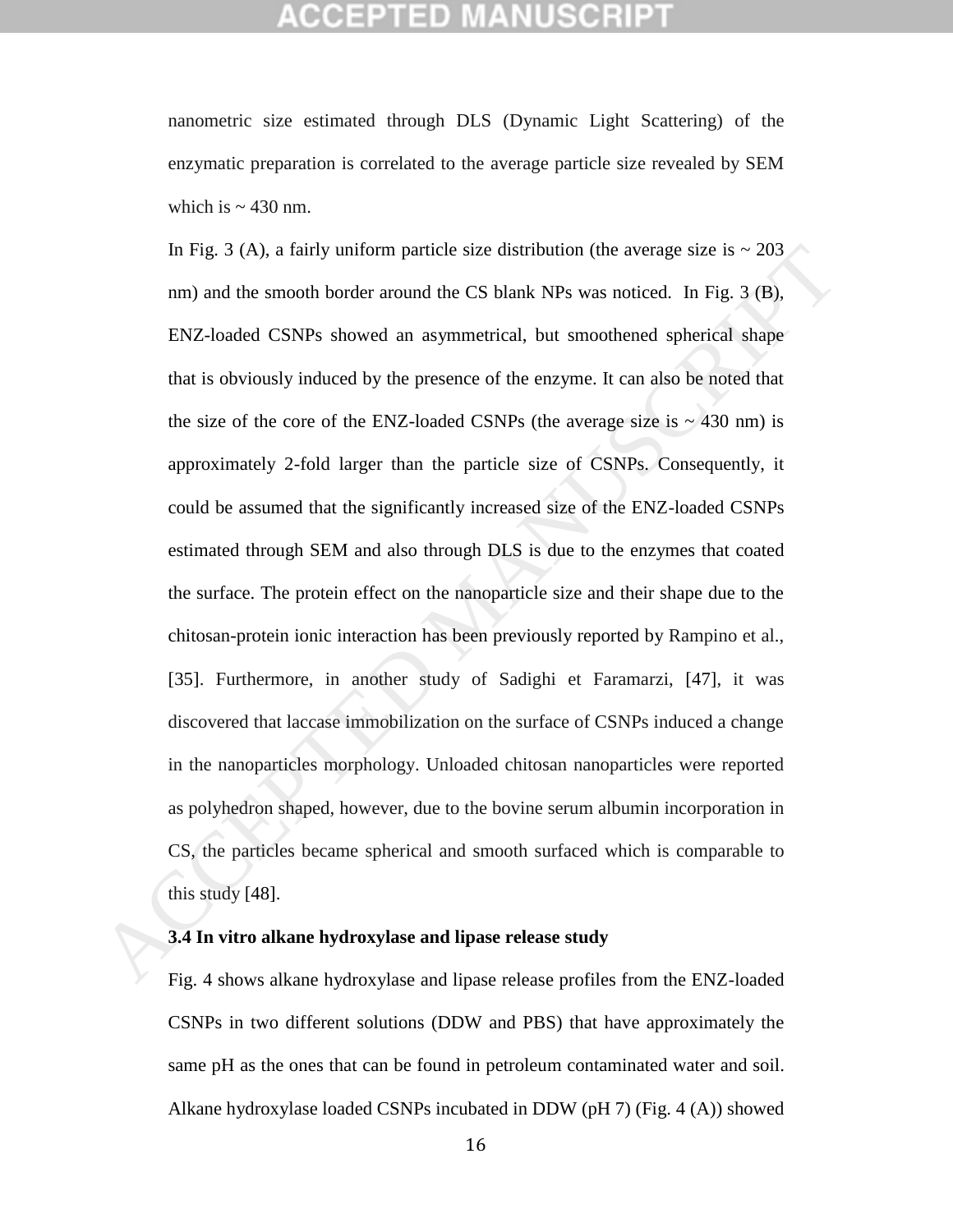nanometric size estimated through DLS (Dynamic Light Scattering) of the enzymatic preparation is correlated to the average particle size revealed by SEM which is ~ 430 nm.

In Fig. 3 (A), a fairly uniform particle size distribution (the average size is ~ 203 nm) and the smooth border around the CS blank NPs was noticed. In Fig. 3 (B), ENZ-loaded CSNPs showed an asymmetrical, but smoothened spherical shape that is obviously induced by the presence of the enzyme. It can also be noted that the size of the core of the ENZ-loaded CSNPs (the average size is ~ 430 nm) is approximately 2-fold larger than the particle size of CSNPs. Consequently, it could be assumed that the significantly increased size of the ENZ-loaded CSNPs estimated through SEM and also through DLS is due to the enzymes that coated the surface. The protein effect on the nanoparticle size and their shape due to the chitosan-protein ionic interaction has been previously reported by Rampino et al., [35]. Furthermore, in another study of Sadighi et Faramarzi, [47], it was discovered that laccase immobilization on the surface of CSNPs induced a change in the nanoparticles morphology. Unloaded chitosan nanoparticles were reported as polyhedron shaped, however, due to the bovine serum albumin incorporation in CS, the particles became spherical and smooth surfaced which is comparable to this study [48].

### 3.4 In vitro alkane hydroxylase and lipase release study

Fig. 4 shows alkane hydroxylase and lipase release profiles from the ENZ-loaded CSNPs in two different solutions (DDW and PBS) that have approximately the same pH as the ones that can be found in petroleum contaminated water and soil. Alkane hydroxylase loaded CSNPs incubated in DDW (pH 7) (Fig. 4 (A)) showed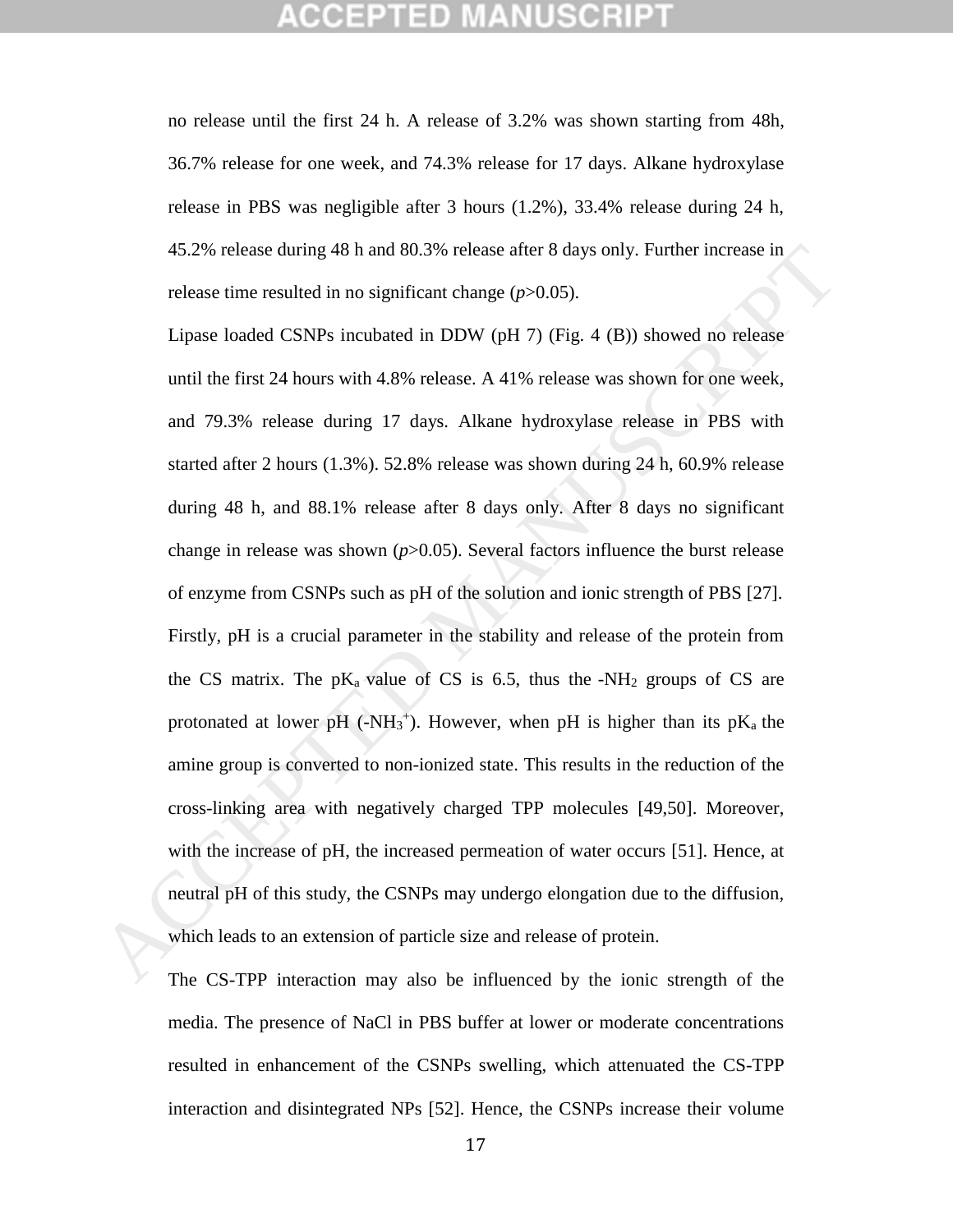no release until the first 24 h. A release of 3.2% was shown starting from 48h, 36.7% release for one week, and 74.3% release for 17 days. Alkane hydroxylase release in PBS was negligible after 3 hours (1.2%), 33.4% release during 24 h, 45.2% release during 48 h and 80.3% release after 8 days only. Further increase in release time resulted in no significant change ($p$>0.05).

Lipase loaded CSNPs incubated in DDW (pH 7) (Fig. 4 (B)) showed no release until the first 24 hours with 4.8% release. A 41% release was shown for one week, and 79.3% release during 17 days. Alkane hydroxylase release in PBS with started after 2 hours (1.3%). 52.8% release was shown during 24 h, 60.9% release during 48 h, and 88.1% release after 8 days only. After 8 days no significant change in release was shown ($p$>0.05). Several factors influence the burst release of enzyme from CSNPs such as pH of the solution and ionic strength of PBS [27]. Firstly, pH is a crucial parameter in the stability and release of the protein from the CS matrix. The $pK_a$ value of CS is 6.5, thus the $-NH_2$ groups of CS are protonated at lower pH ($-NH_3^+$). However, when pH is higher than its $pK_a$ the amine group is converted to non-ionized state. This results in the reduction of the cross-linking area with negatively charged TPP molecules [49,50]. Moreover, with the increase of pH, the increased permeation of water occurs [51]. Hence, at neutral pH of this study, the CSNPs may undergo elongation due to the diffusion, which leads to an extension of particle size and release of protein.

The CS-TPP interaction may also be influenced by the ionic strength of the media. The presence of NaCl in PBS buffer at lower or moderate concentrations resulted in enhancement of the CSNPs swelling, which attenuated the CS-TPP interaction and disintegrated NPs [52]. Hence, the CSNPs increase their volume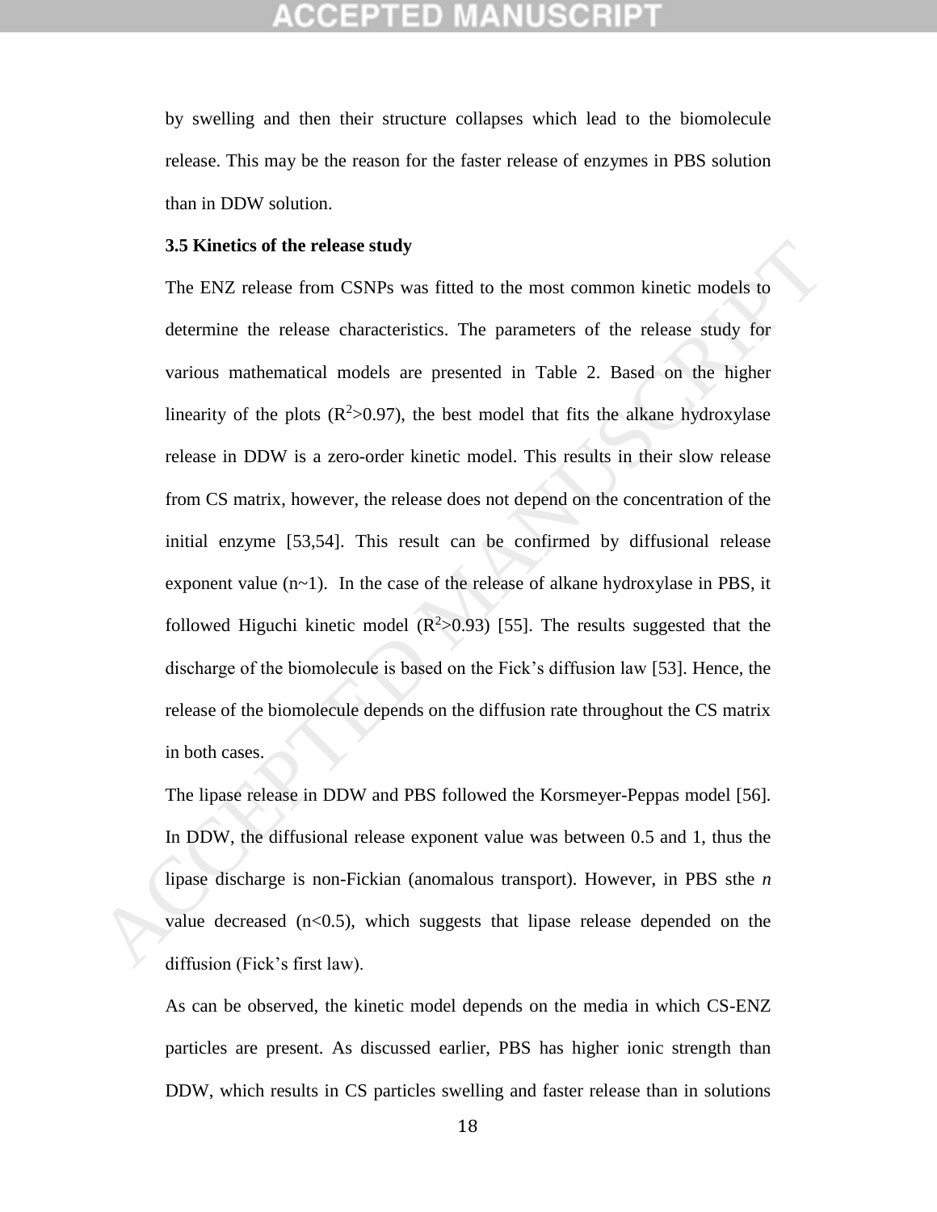by swelling and then their structure collapses which lead to the biomolecule release. This may be the reason for the faster release of enzymes in PBS solution than in DDW solution.

**3.5 Kinetics of the release study**

The ENZ release from CSNPs was fitted to the most common kinetic models to determine the release characteristics. The parameters of the release study for various mathematical models are presented in Table 2. Based on the higher linearity of the plots ($R^2$>0.97), the best model that fits the alkane hydroxylase release in DDW is a zero-order kinetic model. This results in their slow release from CS matrix, however, the release does not depend on the concentration of the initial enzyme [53,54]. This result can be confirmed by diffusional release exponent value (n~1). In the case of the release of alkane hydroxylase in PBS, it followed Higuchi kinetic model ($R^2$>0.93) [55]. The results suggested that the discharge of the biomolecule is based on the Fick's diffusion law [53]. Hence, the release of the biomolecule depends on the diffusion rate throughout the CS matrix in both cases.

The lipase release in DDW and PBS followed the Korsmeyer-Peppas model [56]. In DDW, the diffusional release exponent value was between 0.5 and 1, thus the lipase discharge is non-Fickian (anomalous transport). However, in PBS sthe *n* value decreased ($n<0.5$), which suggests that lipase release depended on the diffusion (Fick's first law).

As can be observed, the kinetic model depends on the media in which CS-ENZ particles are present. As discussed earlier, PBS has higher ionic strength than DDW, which results in CS particles swelling and faster release than in solutions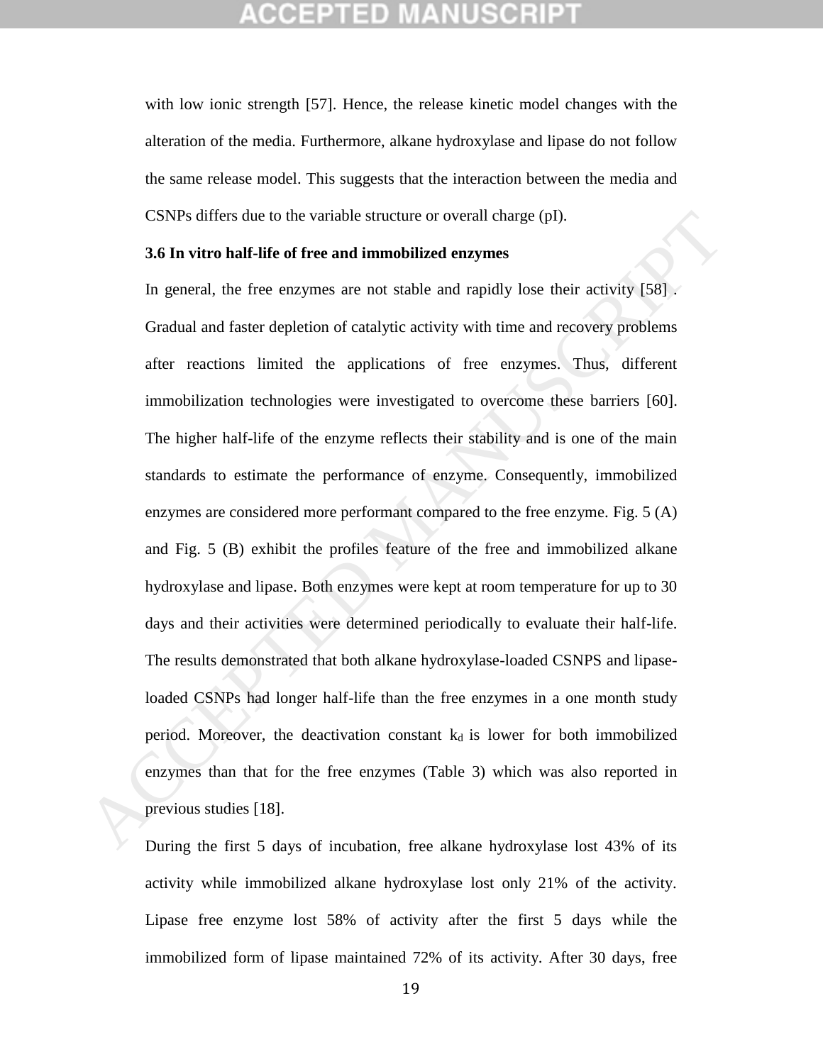with low ionic strength [57]. Hence, the release kinetic model changes with the alteration of the media. Furthermore, alkane hydroxylase and lipase do not follow the same release model. This suggests that the interaction between the media and CSNPs differs due to the variable structure or overall charge (pI).

### 3.6 In vitro half-life of free and immobilized enzymes

In general, the free enzymes are not stable and rapidly lose their activity [58] . Gradual and faster depletion of catalytic activity with time and recovery problems after reactions limited the applications of free enzymes. Thus, different immobilization technologies were investigated to overcome these barriers [60]. The higher half-life of the enzyme reflects their stability and is one of the main standards to estimate the performance of enzyme. Consequently, immobilized enzymes are considered more performant compared to the free enzyme. Fig. 5 (A) and Fig. 5 (B) exhibit the profiles feature of the free and immobilized alkane hydroxylase and lipase. Both enzymes were kept at room temperature for up to 30 days and their activities were determined periodically to evaluate their half-life. The results demonstrated that both alkane hydroxylase-loaded CSNPS and lipase-loaded CSNPs had longer half-life than the free enzymes in a one month study period. Moreover, the deactivation constant $k_d$ is lower for both immobilized enzymes than that for the free enzymes (Table 3) which was also reported in previous studies [18].

During the first 5 days of incubation, free alkane hydroxylase lost 43% of its activity while immobilized alkane hydroxylase lost only 21% of the activity. Lipase free enzyme lost 58% of activity after the first 5 days while the immobilized form of lipase maintained 72% of its activity. After 30 days, free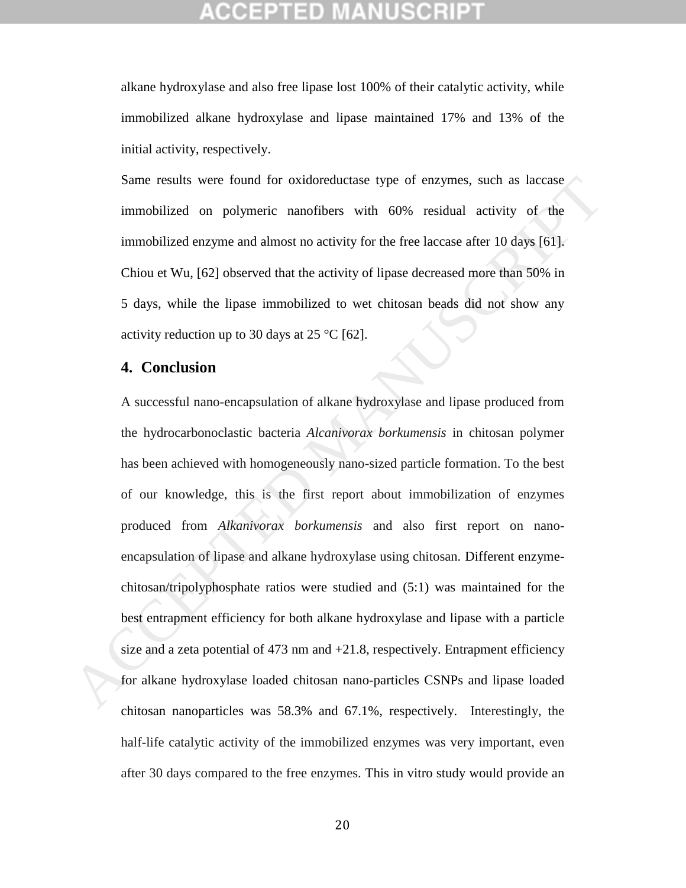alkane hydroxylase and also free lipase lost 100% of their catalytic activity, while immobilized alkane hydroxylase and lipase maintained 17% and 13% of the initial activity, respectively.

Same results were found for oxidoreductase type of enzymes, such as laccase immobilized on polymeric nanofibers with 60% residual activity of the immobilized enzyme and almost no activity for the free laccase after 10 days [61]. Chiou et Wu, [62] observed that the activity of lipase decreased more than 50% in 5 days, while the lipase immobilized to wet chitosan beads did not show any activity reduction up to 30 days at 25 °C [62].

## 4. Conclusion

A successful nano-encapsulation of alkane hydroxylase and lipase produced from the hydrocarbonoclastic bacteria *Alcanivorax borkumensis* in chitosan polymer has been achieved with homogeneously nano-sized particle formation. To the best of our knowledge, this is the first report about immobilization of enzymes produced from *Alkanivorax borkumensis* and also first report on nano-encapsulation of lipase and alkane hydroxylase using chitosan. Different enzyme-chitosan/tripolyphosphate ratios were studied and (5:1) was maintained for the best entrapment efficiency for both alkane hydroxylase and lipase with a particle size and a zeta potential of 473 nm and +21.8, respectively. Entrapment efficiency for alkane hydroxylase loaded chitosan nano-particles CSNPs and lipase loaded chitosan nanoparticles was 58.3% and 67.1%, respectively. Interestingly, the half-life catalytic activity of the immobilized enzymes was very important, even after 30 days compared to the free enzymes. This in vitro study would provide an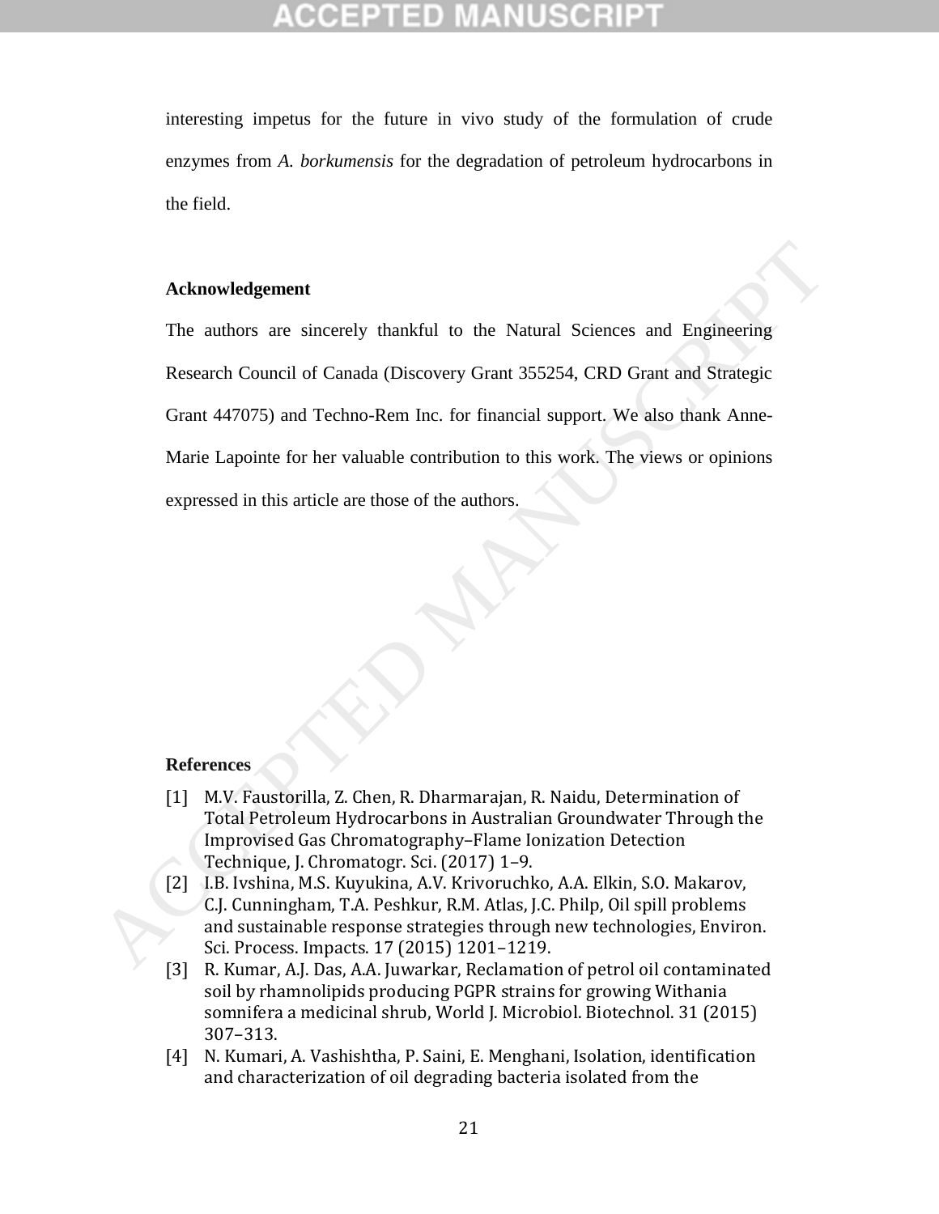interesting impetus for the future in vivo study of the formulation of crude enzymes from *A. borkumensis* for the degradation of petroleum hydrocarbons in the field.

## Acknowledgement

The authors are sincerely thankful to the Natural Sciences and Engineering Research Council of Canada (Discovery Grant 355254, CRD Grant and Strategic Grant 447075) and Techno-Rem Inc. for financial support. We also thank Anne-Marie Lapointe for her valuable contribution to this work. The views or opinions expressed in this article are those of the authors.

## References

[1] M.V. Faustorilla, Z. Chen, R. Dharmarajan, R. Naidu, Determination of Total Petroleum Hydrocarbons in Australian Groundwater Through the Improvised Gas Chromatography–Flame Ionization Detection Technique, J. Chromatogr. Sci. (2017) 1–9.

[2] I.B. Ivshina, M.S. Kuyukina, A.V. Krivoruchko, A.A. Elkin, S.O. Makarov, C.J. Cunningham, T.A. Peshkur, R.M. Atlas, J.C. Philp, Oil spill problems and sustainable response strategies through new technologies, Environ. Sci. Process. Impacts. 17 (2015) 1201–1219.

[3] R. Kumar, A.J. Das, A.A. Juwarkar, Reclamation of petrol oil contaminated soil by rhamnolipids producing PGPR strains for growing Withania somnifera a medicinal shrub, World J. Microbiol. Biotechnol. 31 (2015) 307–313.

[4] N. Kumari, A. Vashishtha, P. Saini, E. Menghani, Isolation, identification and characterization of oil degrading bacteria isolated from the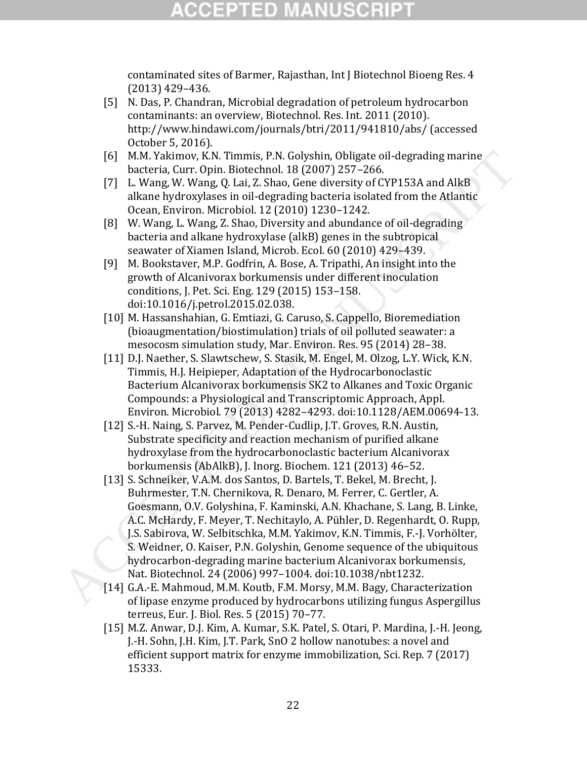contaminated sites of Barmer, Rajasthan, Int J Biotechnol Bioeng Res. 4 (2013) 429–436.

[5] N. Das, P. Chandran, Microbial degradation of petroleum hydrocarbon contaminants: an overview, Biotechnol. Res. Int. 2011 (2010). http://www.hindawi.com/journals/btri/2011/941810/abs/ (accessed October 5, 2016).

[6] M.M. Yakimov, K.N. Timmis, P.N. Golyshin, Obligate oil-degrading marine bacteria, Curr. Opin. Biotechnol. 18 (2007) 257–266.

[7] L. Wang, W. Wang, Q. Lai, Z. Shao, Gene diversity of CYP153A and AlkB alkane hydroxylases in oil-degrading bacteria isolated from the Atlantic Ocean, Environ. Microbiol. 12 (2010) 1230–1242.

[8] W. Wang, L. Wang, Z. Shao, Diversity and abundance of oil-degrading bacteria and alkane hydroxylase (alkB) genes in the subtropical seawater of Xiamen Island, Microb. Ecol. 60 (2010) 429–439.

[9] M. Bookstaver, M.P. Godfrin, A. Bose, A. Tripathi, An insight into the growth of Alcanivorax borkumensis under different inoculation conditions, J. Pet. Sci. Eng. 129 (2015) 153–158. doi:10.1016/j.petrol.2015.02.038.

[10] M. Hassanshahian, G. Emtiazi, G. Caruso, S. Cappello, Bioremediation (bioaugmentation/biostimulation) trials of oil polluted seawater: a mesocosm simulation study, Mar. Environ. Res. 95 (2014) 28–38.

[11] D.J. Naether, S. Slawtschew, S. Stasik, M. Engel, M. Olzog, L.Y. Wick, K.N. Timmis, H.J. Heipieper, Adaptation of the Hydrocarbonoclastic Bacterium Alcanivorax borkumensis SK2 to Alkanes and Toxic Organic Compounds: a Physiological and Transcriptomic Approach, Appl. Environ. Microbiol. 79 (2013) 4282–4293. doi:10.1128/AEM.00694-13.

[12] S.-H. Naing, S. Parvez, M. Pender-Cudlip, J.T. Groves, R.N. Austin, Substrate specificity and reaction mechanism of purified alkane hydroxylase from the hydrocarbonoclastic bacterium Alcanivorax borkumensis (AbAlkB), J. Inorg. Biochem. 121 (2013) 46–52.

[13] S. Schneiker, V.A.M. dos Santos, D. Bartels, T. Bekel, M. Brecht, J. Buhrmester, T.N. Chernikova, R. Denaro, M. Ferrer, C. Gertler, A. Goesmann, O.V. Golyshina, F. Kaminski, A.N. Khachane, S. Lang, B. Linke, A.C. McHardy, F. Meyer, T. Nechitaylo, A. Pühler, D. Regenhardt, O. Rupp, J.S. Sabirova, W. Selbitschka, M.M. Yakimov, K.N. Timmis, F.-J. Vorhölter, S. Weidner, O. Kaiser, P.N. Golyshin, Genome sequence of the ubiquitous hydrocarbon-degrading marine bacterium Alcanivorax borkumensis, Nat. Biotechnol. 24 (2006) 997–1004. doi:10.1038/nbt1232.

[14] G.A.-E. Mahmoud, M.M. Koutb, F.M. Morsy, M.M. Bagy, Characterization of lipase enzyme produced by hydrocarbons utilizing fungus Aspergillus terreus, Eur. J. Biol. Res. 5 (2015) 70–77.

[15] M.Z. Anwar, D.J. Kim, A. Kumar, S.K. Patel, S. Otari, P. Mardina, J.-H. Jeong, J.-H. Sohn, J.H. Kim, J.T. Park, SnO 2 hollow nanotubes: a novel and efficient support matrix for enzyme immobilization, Sci. Rep. 7 (2017) 15333.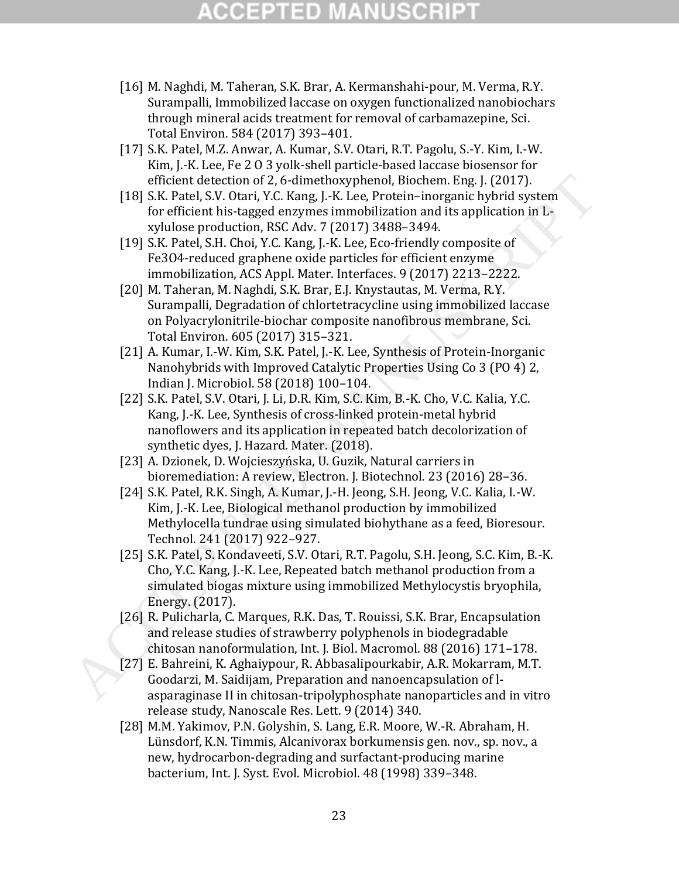[16] M. Naghdi, M. Taheran, S.K. Brar, A. Kermanshahi-pour, M. Verma, R.Y. Surampalli, Immobilized laccase on oxygen functionalized nanobiochars through mineral acids treatment for removal of carbamazepine, Sci. Total Environ. 584 (2017) 393–401.

[17] S.K. Patel, M.Z. Anwar, A. Kumar, S.V. Otari, R.T. Pagolu, S.-Y. Kim, I.-W. Kim, J.-K. Lee, Fe 2 O 3 yolk-shell particle-based laccase biosensor for efficient detection of 2, 6-dimethoxyphenol, Biochem. Eng. J. (2017).

[18] S.K. Patel, S.V. Otari, Y.C. Kang, J.-K. Lee, Protein–inorganic hybrid system for efficient his-tagged enzymes immobilization and its application in L-xylulose production, RSC Adv. 7 (2017) 3488–3494.

[19] S.K. Patel, S.H. Choi, Y.C. Kang, J.-K. Lee, Eco-friendly composite of Fe3O4-reduced graphene oxide particles for efficient enzyme immobilization, ACS Appl. Mater. Interfaces. 9 (2017) 2213–2222.

[20] M. Taheran, M. Naghdi, S.K. Brar, E.J. Knystautas, M. Verma, R.Y. Surampalli, Degradation of chlortetracycline using immobilized laccase on Polyacrylonitrile-biochar composite nanofibrous membrane, Sci. Total Environ. 605 (2017) 315–321.

[21] A. Kumar, I.-W. Kim, S.K. Patel, J.-K. Lee, Synthesis of Protein-Inorganic Nanohybrids with Improved Catalytic Properties Using Co 3 (PO 4) 2, Indian J. Microbiol. 58 (2018) 100–104.

[22] S.K. Patel, S.V. Otari, J. Li, D.R. Kim, S.C. Kim, B.-K. Cho, V.C. Kalia, Y.C. Kang, J.-K. Lee, Synthesis of cross-linked protein-metal hybrid nanoflowers and its application in repeated batch decolorization of synthetic dyes, J. Hazard. Mater. (2018).

[23] A. Dzionek, D. Wojcieszyńska, U. Guzik, Natural carriers in bioremediation: A review, Electron. J. Biotechnol. 23 (2016) 28–36.

[24] S.K. Patel, R.K. Singh, A. Kumar, J.-H. Jeong, S.H. Jeong, V.C. Kalia, I.-W. Kim, J.-K. Lee, Biological methanol production by immobilized Methylocella tundrae using simulated biohythane as a feed, Bioresour. Technol. 241 (2017) 922–927.

[25] S.K. Patel, S. Kondaveeti, S.V. Otari, R.T. Pagolu, S.H. Jeong, S.C. Kim, B.-K. Cho, Y.C. Kang, J.-K. Lee, Repeated batch methanol production from a simulated biogas mixture using immobilized Methylocystis bryophila, Energy. (2017).

[26] R. Pulicharla, C. Marques, R.K. Das, T. Rouissi, S.K. Brar, Encapsulation and release studies of strawberry polyphenols in biodegradable chitosan nanoformulation, Int. J. Biol. Macromol. 88 (2016) 171–178.

[27] E. Bahreini, K. Aghaiypour, R. Abbasalipourkabir, A.R. Mokarram, M.T. Goodarzi, M. Saidijam, Preparation and nanoencapsulation of l-asparaginase II in chitosan-tripolyphosphate nanoparticles and in vitro release study, Nanoscale Res. Lett. 9 (2014) 340.

[28] M.M. Yakimov, P.N. Golyshin, S. Lang, E.R. Moore, W.-R. Abraham, H. Lünsdorf, K.N. Timmis, Alcanivorax borkumensis gen. nov., sp. nov., a new, hydrocarbon-degrading and surfactant-producing marine bacterium, Int. J. Syst. Evol. Microbiol. 48 (1998) 339–348.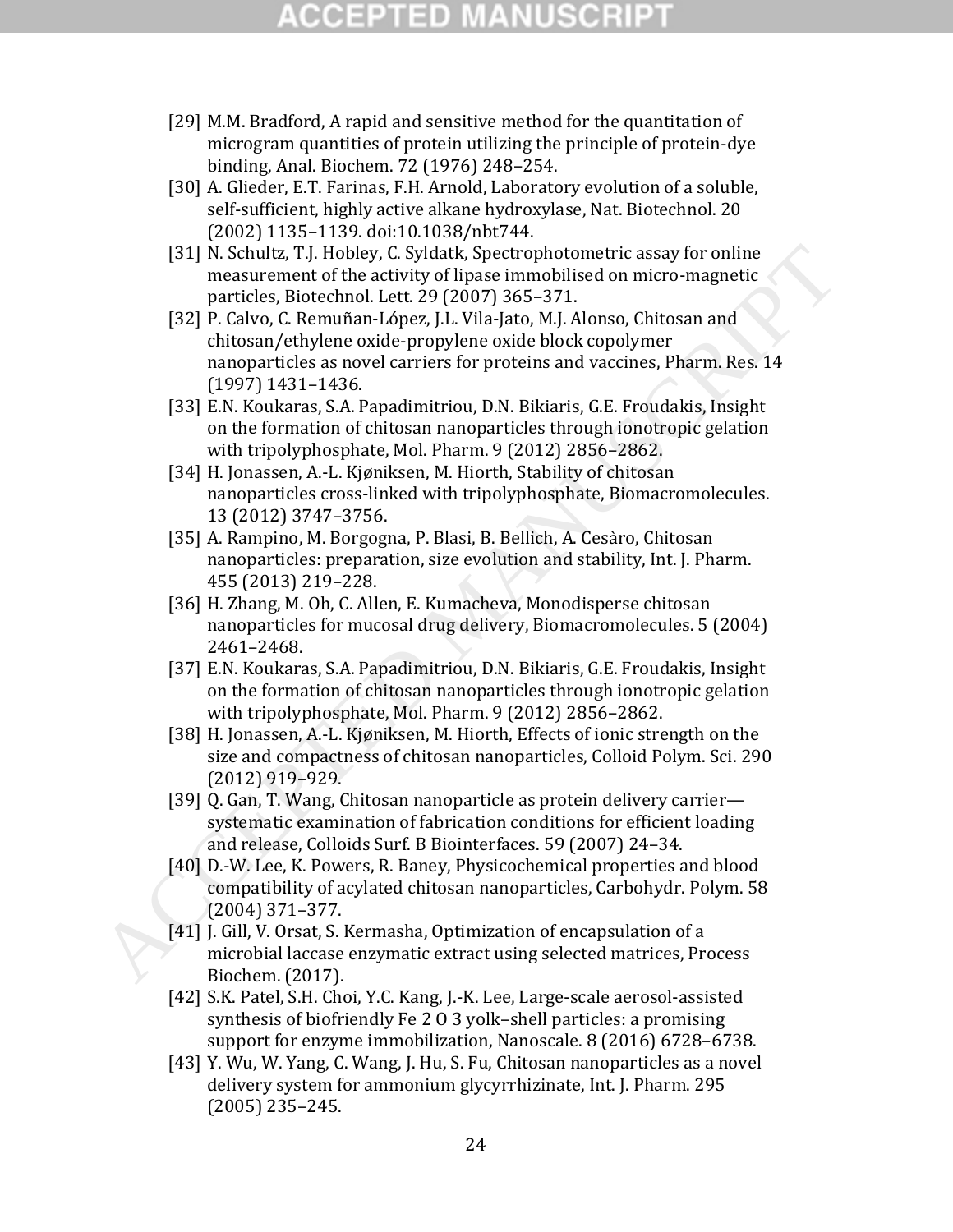[29] M.M. Bradford, A rapid and sensitive method for the quantitation of microgram quantities of protein utilizing the principle of protein-dye binding, Anal. Biochem. 72 (1976) 248–254.

[30] A. Glieder, E.T. Farinas, F.H. Arnold, Laboratory evolution of a soluble, self-sufficient, highly active alkane hydroxylase, Nat. Biotechnol. 20 (2002) 1135–1139. doi:10.1038/nbt744.

[31] N. Schultz, T.J. Hobley, C. Syldatk, Spectrophotometric assay for online measurement of the activity of lipase immobilised on micro-magnetic particles, Biotechnol. Lett. 29 (2007) 365–371.

[32] P. Calvo, C. Remuñan-López, J.L. Vila-Jato, M.J. Alonso, Chitosan and chitosan/ethylene oxide-propylene oxide block copolymer nanoparticles as novel carriers for proteins and vaccines, Pharm. Res. 14 (1997) 1431–1436.

[33] E.N. Koukaras, S.A. Papadimitriou, D.N. Bikiaris, G.E. Froudakis, Insight on the formation of chitosan nanoparticles through ionotropic gelation with tripolyphosphate, Mol. Pharm. 9 (2012) 2856–2862.

[34] H. Jonassen, A.-L. Kjøniksen, M. Hiorth, Stability of chitosan nanoparticles cross-linked with tripolyphosphate, Biomacromolecules. 13 (2012) 3747–3756.

[35] A. Rampino, M. Borgogna, P. Blasi, B. Bellich, A. Cesàro, Chitosan nanoparticles: preparation, size evolution and stability, Int. J. Pharm. 455 (2013) 219–228.

[36] H. Zhang, M. Oh, C. Allen, E. Kumacheva, Monodisperse chitosan nanoparticles for mucosal drug delivery, Biomacromolecules. 5 (2004) 2461–2468.

[37] E.N. Koukaras, S.A. Papadimitriou, D.N. Bikiaris, G.E. Froudakis, Insight on the formation of chitosan nanoparticles through ionotropic gelation with tripolyphosphate, Mol. Pharm. 9 (2012) 2856–2862.

[38] H. Jonassen, A.-L. Kjøniksen, M. Hiorth, Effects of ionic strength on the size and compactness of chitosan nanoparticles, Colloid Polym. Sci. 290 (2012) 919–929.

[39] Q. Gan, T. Wang, Chitosan nanoparticle as protein delivery carrier—systematic examination of fabrication conditions for efficient loading and release, Colloids Surf. B Biointerfaces. 59 (2007) 24–34.

[40] D.-W. Lee, K. Powers, R. Baney, Physicochemical properties and blood compatibility of acylated chitosan nanoparticles, Carbohydr. Polym. 58 (2004) 371–377.

[41] J. Gill, V. Orsat, S. Kermasha, Optimization of encapsulation of a microbial laccase enzymatic extract using selected matrices, Process Biochem. (2017).

[42] S.K. Patel, S.H. Choi, Y.C. Kang, J.-K. Lee, Large-scale aerosol-assisted synthesis of biofriendly Fe 2 O 3 yolk–shell particles: a promising support for enzyme immobilization, Nanoscale. 8 (2016) 6728–6738.

[43] Y. Wu, W. Yang, C. Wang, J. Hu, S. Fu, Chitosan nanoparticles as a novel delivery system for ammonium glycyrrhizinate, Int. J. Pharm. 295 (2005) 235–245.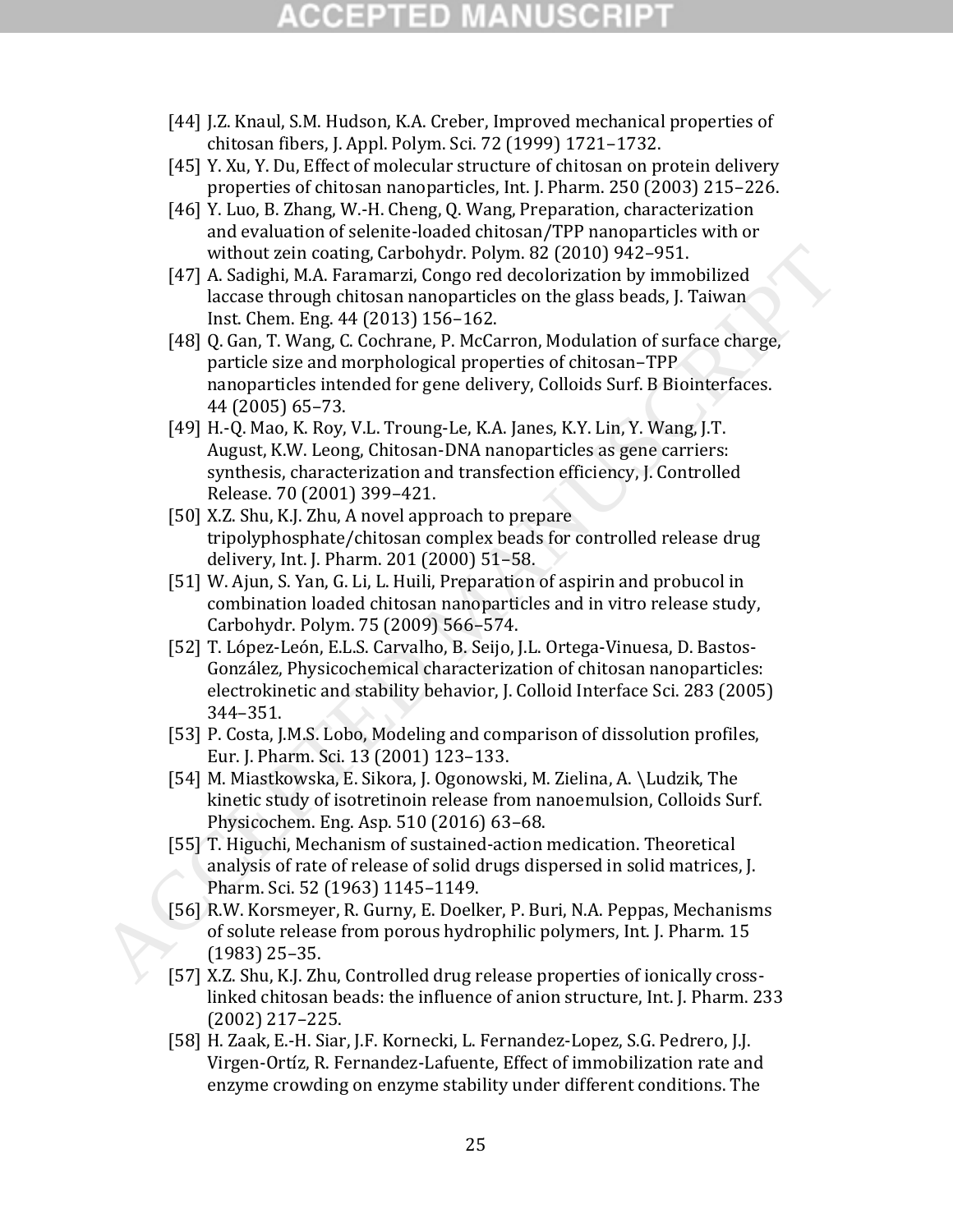[44] J.Z. Knaul, S.M. Hudson, K.A. Creber, Improved mechanical properties of chitosan fibers, J. Appl. Polym. Sci. 72 (1999) 1721–1732.

[45] Y. Xu, Y. Du, Effect of molecular structure of chitosan on protein delivery properties of chitosan nanoparticles, Int. J. Pharm. 250 (2003) 215–226.

[46] Y. Luo, B. Zhang, W.-H. Cheng, Q. Wang, Preparation, characterization and evaluation of selenite-loaded chitosan/TPP nanoparticles with or without zein coating, Carbohydr. Polym. 82 (2010) 942–951.

[47] A. Sadighi, M.A. Faramarzi, Congo red decolorization by immobilized laccase through chitosan nanoparticles on the glass beads, J. Taiwan Inst. Chem. Eng. 44 (2013) 156–162.

[48] Q. Gan, T. Wang, C. Cochrane, P. McCarron, Modulation of surface charge, particle size and morphological properties of chitosan–TPP nanoparticles intended for gene delivery, Colloids Surf. B Biointerfaces. 44 (2005) 65–73.

[49] H.-Q. Mao, K. Roy, V.L. Troung-Le, K.A. Janes, K.Y. Lin, Y. Wang, J.T. August, K.W. Leong, Chitosan-DNA nanoparticles as gene carriers: synthesis, characterization and transfection efficiency, J. Controlled Release. 70 (2001) 399–421.

[50] X.Z. Shu, K.J. Zhu, A novel approach to prepare tripolyphosphate/chitosan complex beads for controlled release drug delivery, Int. J. Pharm. 201 (2000) 51–58.

[51] W. Ajun, S. Yan, G. Li, L. Huili, Preparation of aspirin and probucol in combination loaded chitosan nanoparticles and in vitro release study, Carbohydr. Polym. 75 (2009) 566–574.

[52] T. López-León, E.L.S. Carvalho, B. Seijo, J.L. Ortega-Vinuesa, D. Bastos-González, Physicochemical characterization of chitosan nanoparticles: electrokinetic and stability behavior, J. Colloid Interface Sci. 283 (2005) 344–351.

[53] P. Costa, J.M.S. Lobo, Modeling and comparison of dissolution profiles, Eur. J. Pharm. Sci. 13 (2001) 123–133.

[54] M. Miastkowska, E. Sikora, J. Ogonowski, M. Zielina, A. \Ludzik, The kinetic study of isotretinoin release from nanoemulsion, Colloids Surf. Physicochem. Eng. Asp. 510 (2016) 63–68.

[55] T. Higuchi, Mechanism of sustained-action medication. Theoretical analysis of rate of release of solid drugs dispersed in solid matrices, J. Pharm. Sci. 52 (1963) 1145–1149.

[56] R.W. Korsmeyer, R. Gurny, E. Doelker, P. Buri, N.A. Peppas, Mechanisms of solute release from porous hydrophilic polymers, Int. J. Pharm. 15 (1983) 25–35.

[57] X.Z. Shu, K.J. Zhu, Controlled drug release properties of ionically cross-linked chitosan beads: the influence of anion structure, Int. J. Pharm. 233 (2002) 217–225.

[58] H. Zaak, E.-H. Siar, J.F. Kornecki, L. Fernandez-Lopez, S.G. Pedrero, J.J. Virgen-Ortíz, R. Fernandez-Lafuente, Effect of immobilization rate and enzyme crowding on enzyme stability under different conditions. The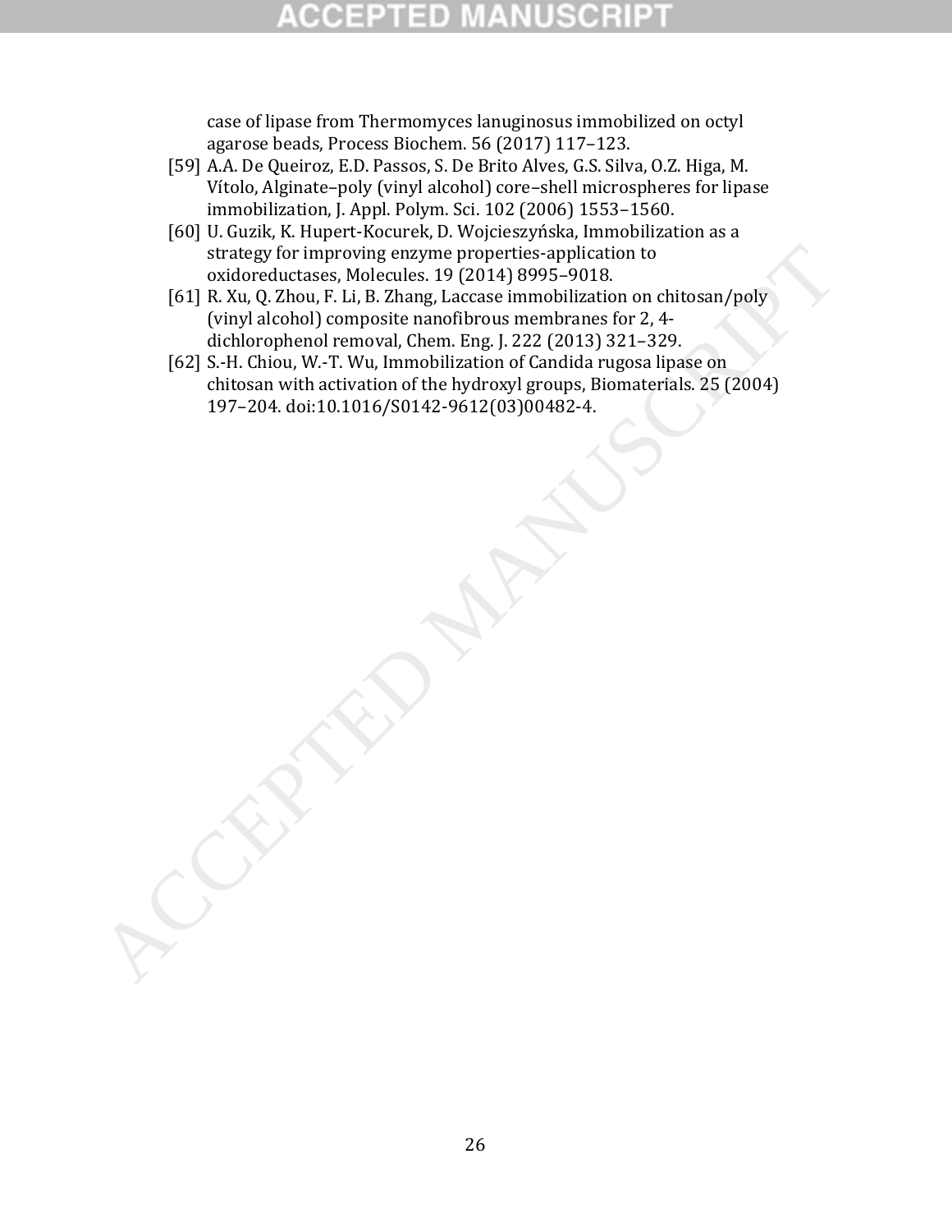case of lipase from Thermomyces lanuginosus immobilized on octyl agarose beads, Process Biochem. 56 (2017) 117–123.

[59] A.A. De Queiroz, E.D. Passos, S. De Brito Alves, G.S. Silva, O.Z. Higa, M. Vítolo, Alginate–poly (vinyl alcohol) core–shell microspheres for lipase immobilization, J. Appl. Polym. Sci. 102 (2006) 1553–1560.

[60] U. Guzik, K. Hupert-Kocurek, D. Wojcieszyńska, Immobilization as a strategy for improving enzyme properties-application to oxidoreductases, Molecules. 19 (2014) 8995–9018.

[61] R. Xu, Q. Zhou, F. Li, B. Zhang, Laccase immobilization on chitosan/poly (vinyl alcohol) composite nanofibrous membranes for 2, 4-dichlorophenol removal, Chem. Eng. J. 222 (2013) 321–329.

[62] S.-H. Chiou, W.-T. Wu, Immobilization of Candida rugosa lipase on chitosan with activation of the hydroxyl groups, Biomaterials. 25 (2004) 197–204. doi:10.1016/S0142-9612(03)00482-4.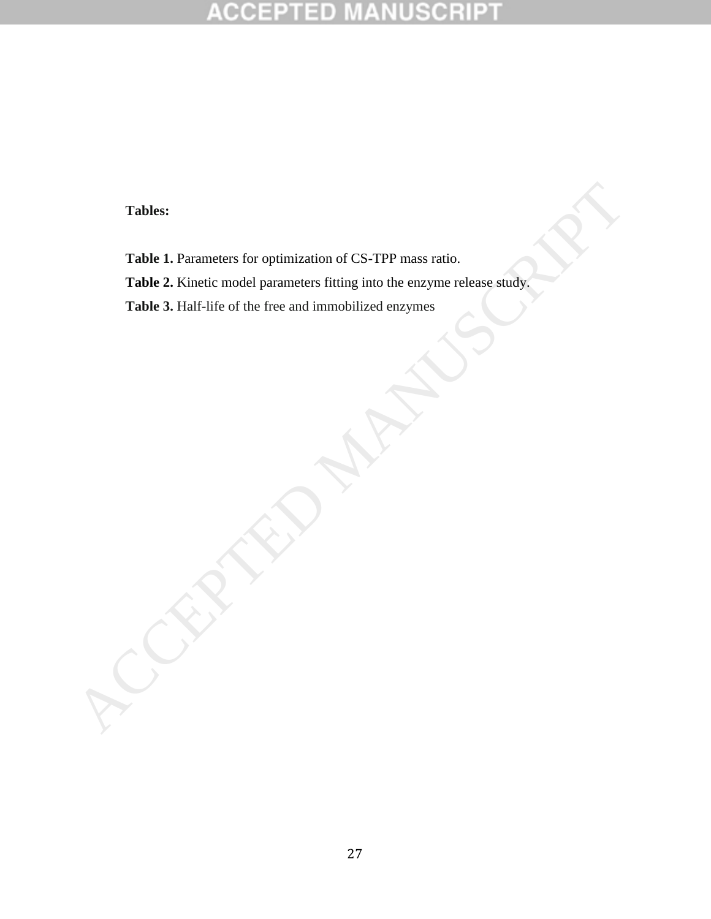**Tables:**

**Table 1.** Parameters for optimization of CS-TPP mass ratio.

**Table 2.** Kinetic model parameters fitting into the enzyme release study.

**Table 3.** Half-life of the free and immobilized enzymes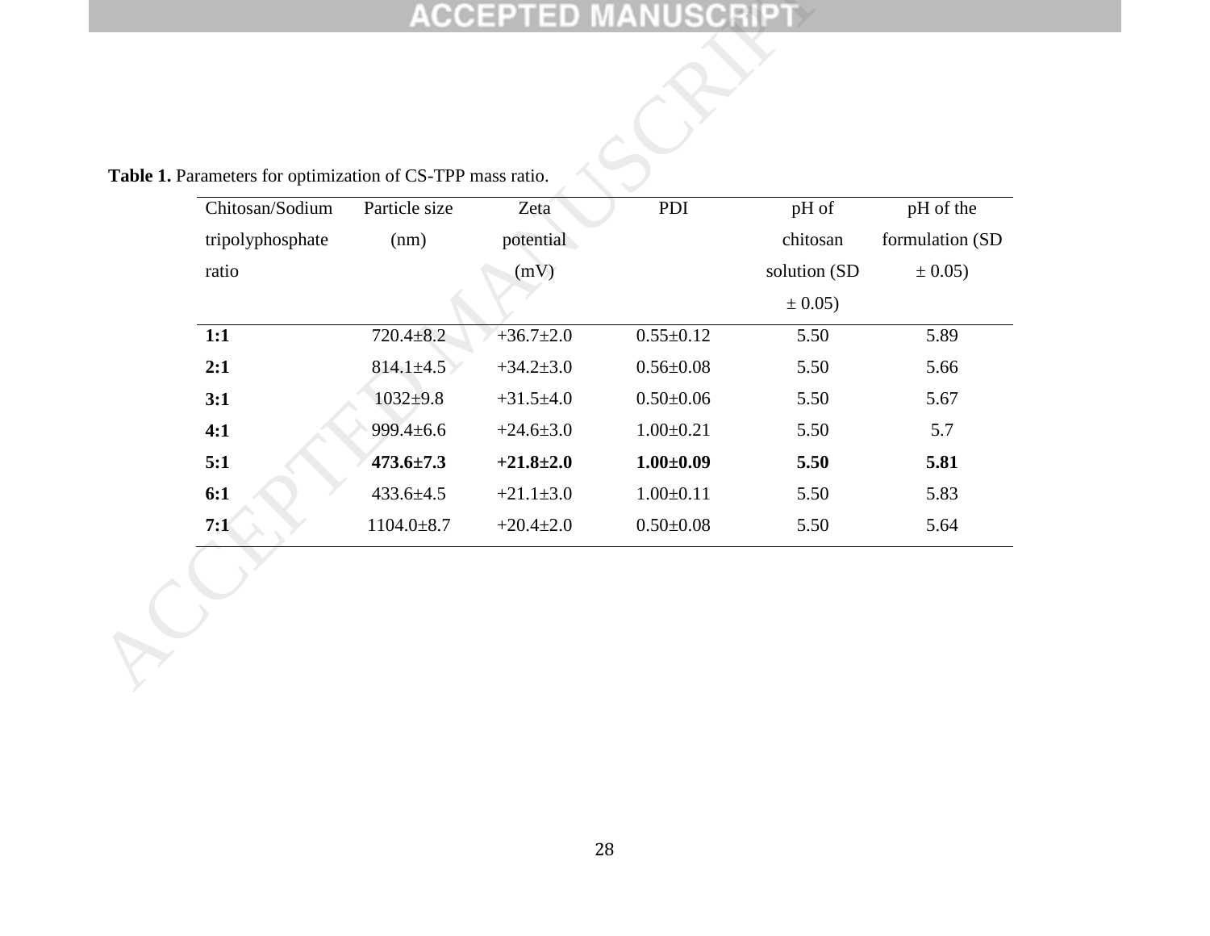**Table 1.** Parameters for optimization of CS-TPP mass ratio.

| Chitosan/Sodium tripolyphosphate ratio | Particle size (nm) | Zeta potential (mV) | PDI | pH of chitosan solution (SD ± 0.05) | pH of the formulation (SD ± 0.05) |
|---|---|---|---|---|---|
| **1:1** | 720.4±8.2 | +36.7±2.0 | 0.55±0.12 | 5.50 | 5.89 |
| **2:1** | 814.1±4.5 | +34.2±3.0 | 0.56±0.08 | 5.50 | 5.66 |
| **3:1** | 1032±9.8 | +31.5±4.0 | 0.50±0.06 | 5.50 | 5.67 |
| **4:1** | 999.4±6.6 | +24.6±3.0 | 1.00±0.21 | 5.50 | 5.7 |
| **5:1** | **473.6±7.3** | **+21.8±2.0** | **1.00±0.09** | **5.50** | **5.81** |
| **6:1** | 433.6±4.5 | +21.1±3.0 | 1.00±0.11 | 5.50 | 5.83 |
| **7:1** | 1104.0±8.7 | +20.4±2.0 | 0.50±0.08 | 5.50 | 5.64 |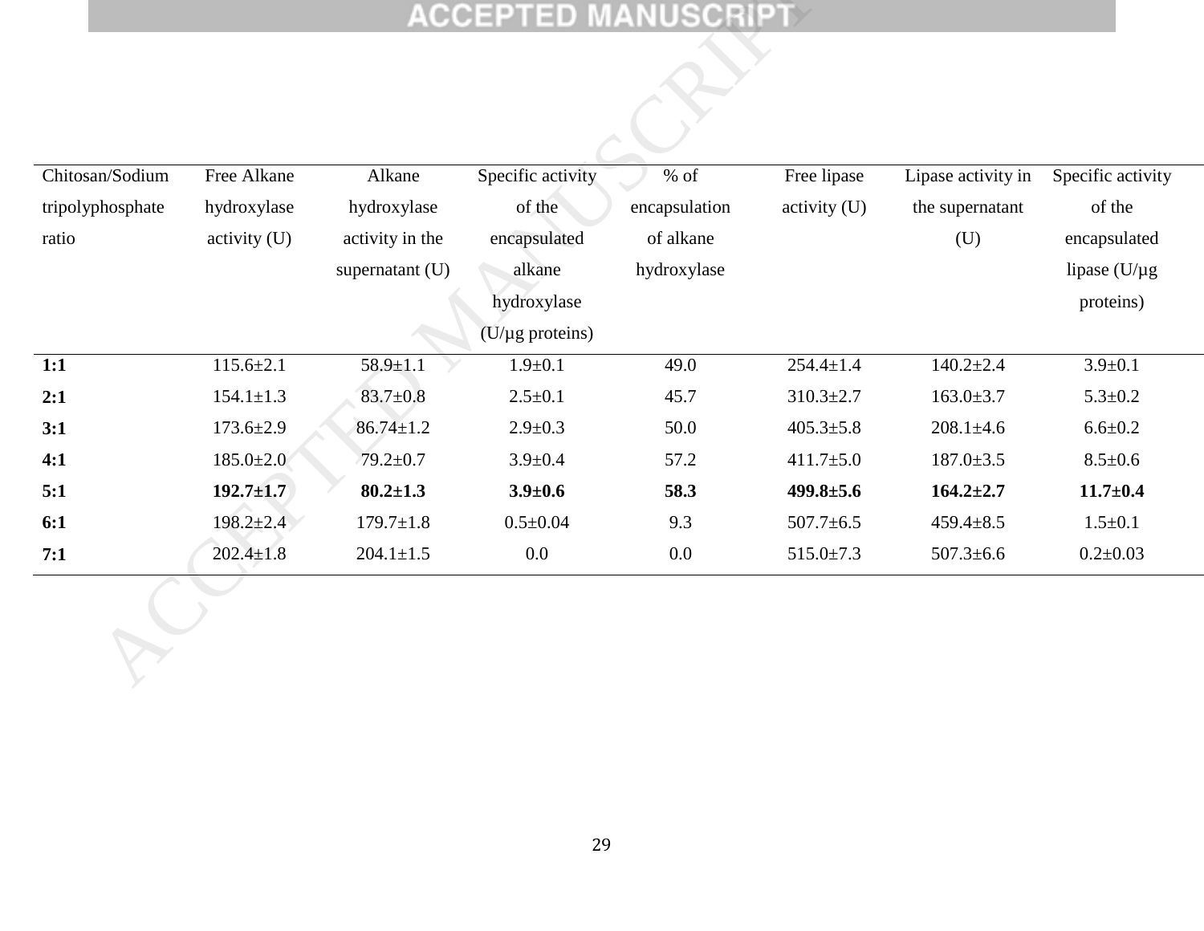| Chitosan/Sodium tripolyphosphate ratio | Free Alkane hydroxylase activity (U) | Alkane hydroxylase activity in the supernatant (U) | Specific activity of the encapsulated alkane hydroxylase (U/µg proteins) | % of encapsulation of alkane hydroxylase | Free lipase activity (U) | Lipase activity in the supernatant (U) | Specific activity of the encapsulated lipase (U/µg proteins) |
|---|---|---|---|---|---|---|---|
| **1:1** | 115.6±2.1 | 58.9±1.1 | 1.9±0.1 | 49.0 | 254.4±1.4 | 140.2±2.4 | 3.9±0.1 |
| **2:1** | 154.1±1.3 | 83.7±0.8 | 2.5±0.1 | 45.7 | 310.3±2.7 | 163.0±3.7 | 5.3±0.2 |
| **3:1** | 173.6±2.9 | 86.74±1.2 | 2.9±0.3 | 50.0 | 405.3±5.8 | 208.1±4.6 | 6.6±0.2 |
| **4:1** | 185.0±2.0 | 79.2±0.7 | 3.9±0.4 | 57.2 | 411.7±5.0 | 187.0±3.5 | 8.5±0.6 |
| **5:1** | **192.7±1.7** | **80.2±1.3** | **3.9±0.6** | **58.3** | **499.8±5.6** | **164.2±2.7** | **11.7±0.4** |
| **6:1** | 198.2±2.4 | 179.7±1.8 | 0.5±0.04 | 9.3 | 507.7±6.5 | 459.4±8.5 | 1.5±0.1 |
| **7:1** | 202.4±1.8 | 204.1±1.5 | 0.0 | 0.0 | 515.0±7.3 | 507.3±6.6 | 0.2±0.03 |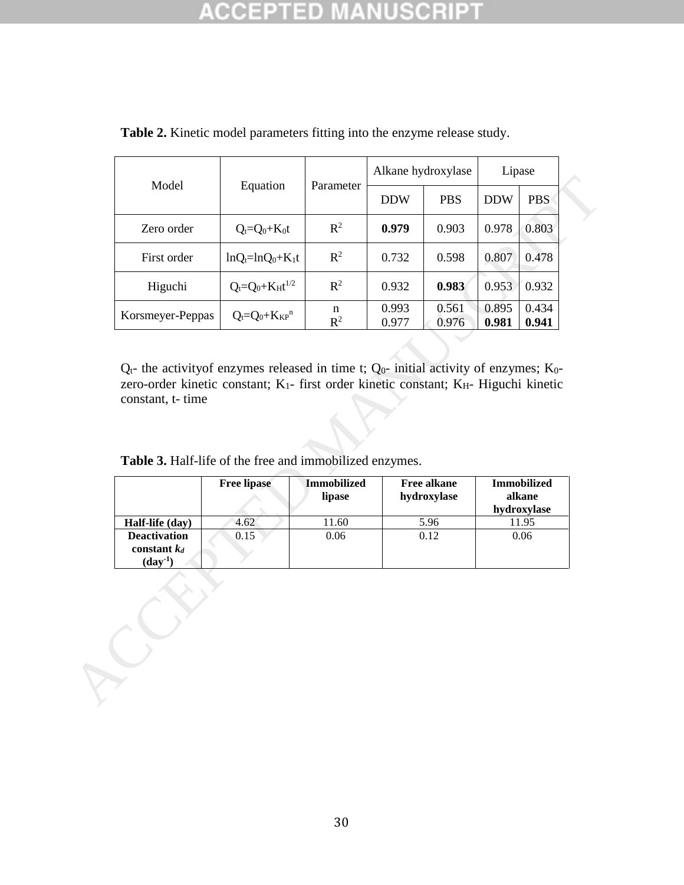**Table 2.** Kinetic model parameters fitting into the enzyme release study.

| Model | Equation | Parameter | Alkane hydroxylase | | Lipase | |
|---|---|---|---|---|---|---|
| | | | DDW | PBS | DDW | PBS |
| Zero order | $Q_t=Q_0+K_0t$ | $R^2$ | **0.979** | 0.903 | 0.978 | 0.803 |
| First order | $lnQ_t=lnQ_0+K_1t$ | $R^2$ | 0.732 | 0.598 | 0.807 | 0.478 |
| Higuchi | $Q_t=Q_0+K_Ht^{1/2}$ | $R^2$ | 0.932 | **0.983** | 0.953 | 0.932 |
| Korsmeyer-Peppas | $Q_t=Q_0+K_{KP}{}^n$ | n<br>$R^2$ | 0.993<br>0.977 | 0.561<br>0.976 | 0.895<br>**0.981** | 0.434<br>**0.941** |

$Q_t$- the activityof enzymes released in time t; $Q_0$- initial activity of enzymes; $K_0$- zero-order kinetic constant; $K_1$- first order kinetic constant; $K_H$- Higuchi kinetic constant, t- time

**Table 3.** Half-life of the free and immobilized enzymes.

| | **Free lipase** | **Immobilized lipase** | **Free alkane hydroxylase** | **Immobilized alkane hydroxylase** |
|---|---|---|---|---|
| **Half-life (day)** | 4.62 | 11.60 | 5.96 | 11.95 |
| **Deactivation constant $k_d$ ($day^{-1}$)** | 0.15 | 0.06 | 0.12 | 0.06 |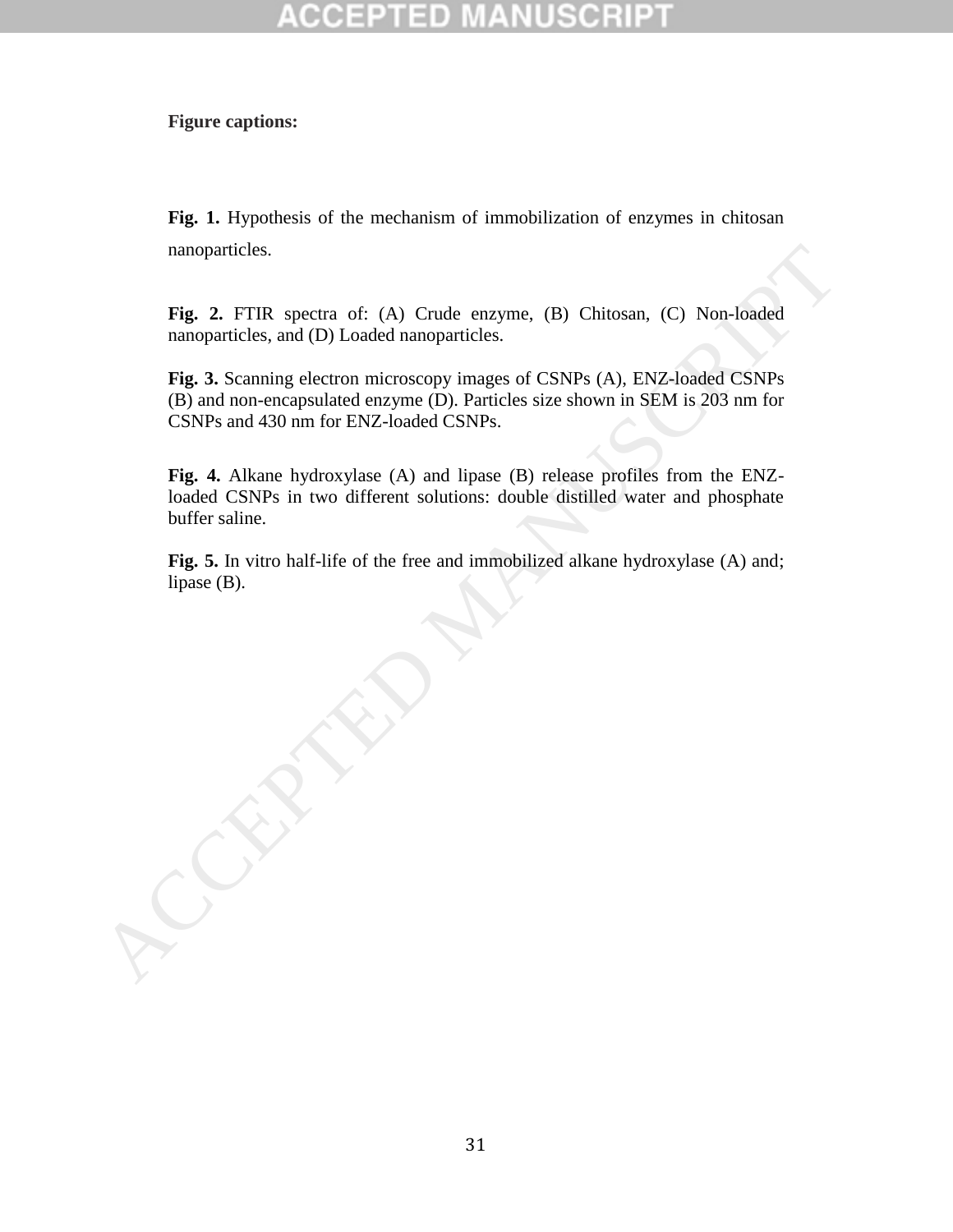**Figure captions:**

**Fig. 1.** Hypothesis of the mechanism of immobilization of enzymes in chitosan nanoparticles.

**Fig. 2.** FTIR spectra of: (A) Crude enzyme, (B) Chitosan, (C) Non-loaded nanoparticles, and (D) Loaded nanoparticles.

**Fig. 3.** Scanning electron microscopy images of CSNPs (A), ENZ-loaded CSNPs (B) and non-encapsulated enzyme (D). Particles size shown in SEM is 203 nm for CSNPs and 430 nm for ENZ-loaded CSNPs.

**Fig. 4.** Alkane hydroxylase (A) and lipase (B) release profiles from the ENZ-loaded CSNPs in two different solutions: double distilled water and phosphate buffer saline.

**Fig. 5.** In vitro half-life of the free and immobilized alkane hydroxylase (A) and; lipase (B).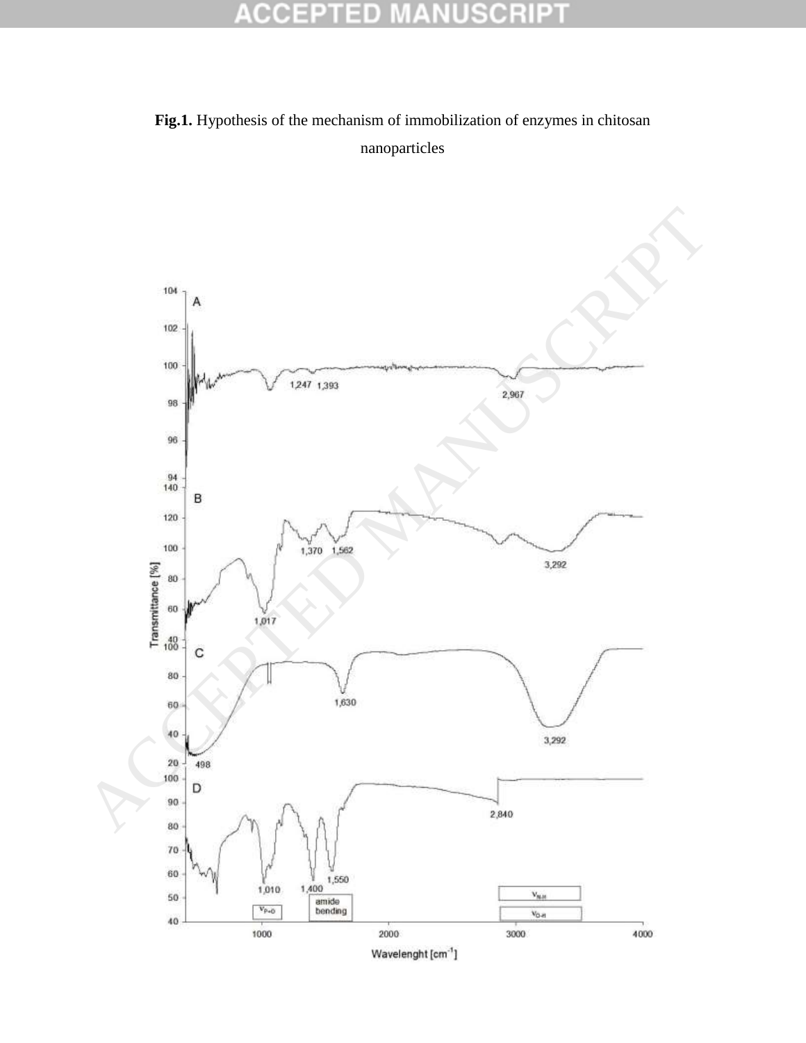**Fig.1.** Hypothesis of the mechanism of immobilization of enzymes in chitosan nanoparticles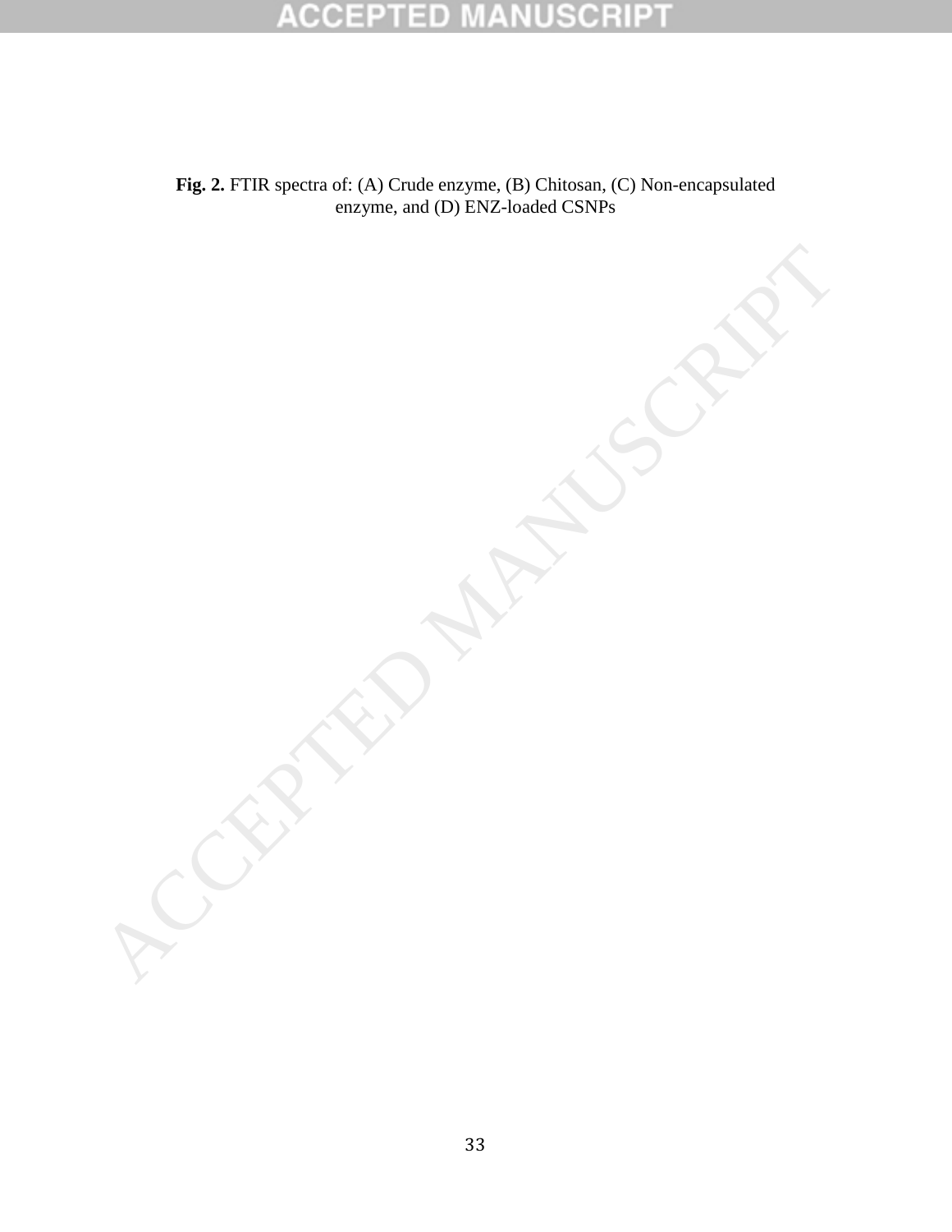**Fig. 2.** FTIR spectra of: (A) Crude enzyme, (B) Chitosan, (C) Non-encapsulated enzyme, and (D) ENZ-loaded CSNPs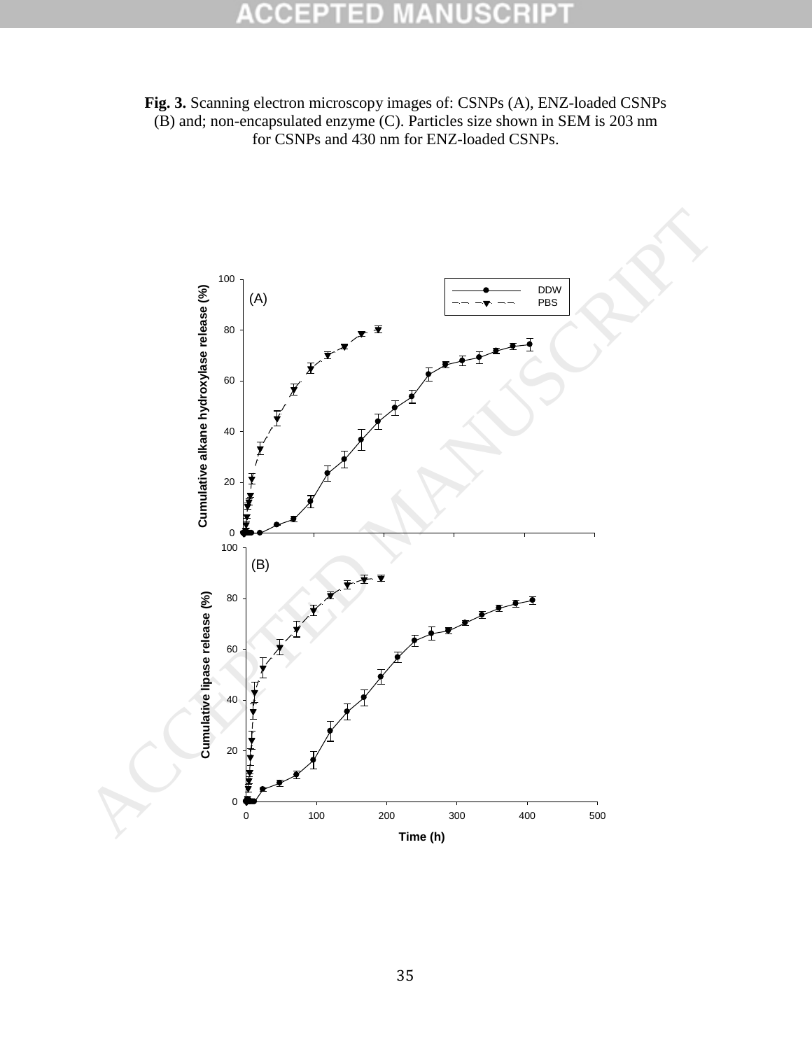**Fig. 3.** Scanning electron microscopy images of: CSNPs (A), ENZ-loaded CSNPs (B) and; non-encapsulated enzyme (C). Particles size shown in SEM is 203 nm for CSNPs and 430 nm for ENZ-loaded CSNPs.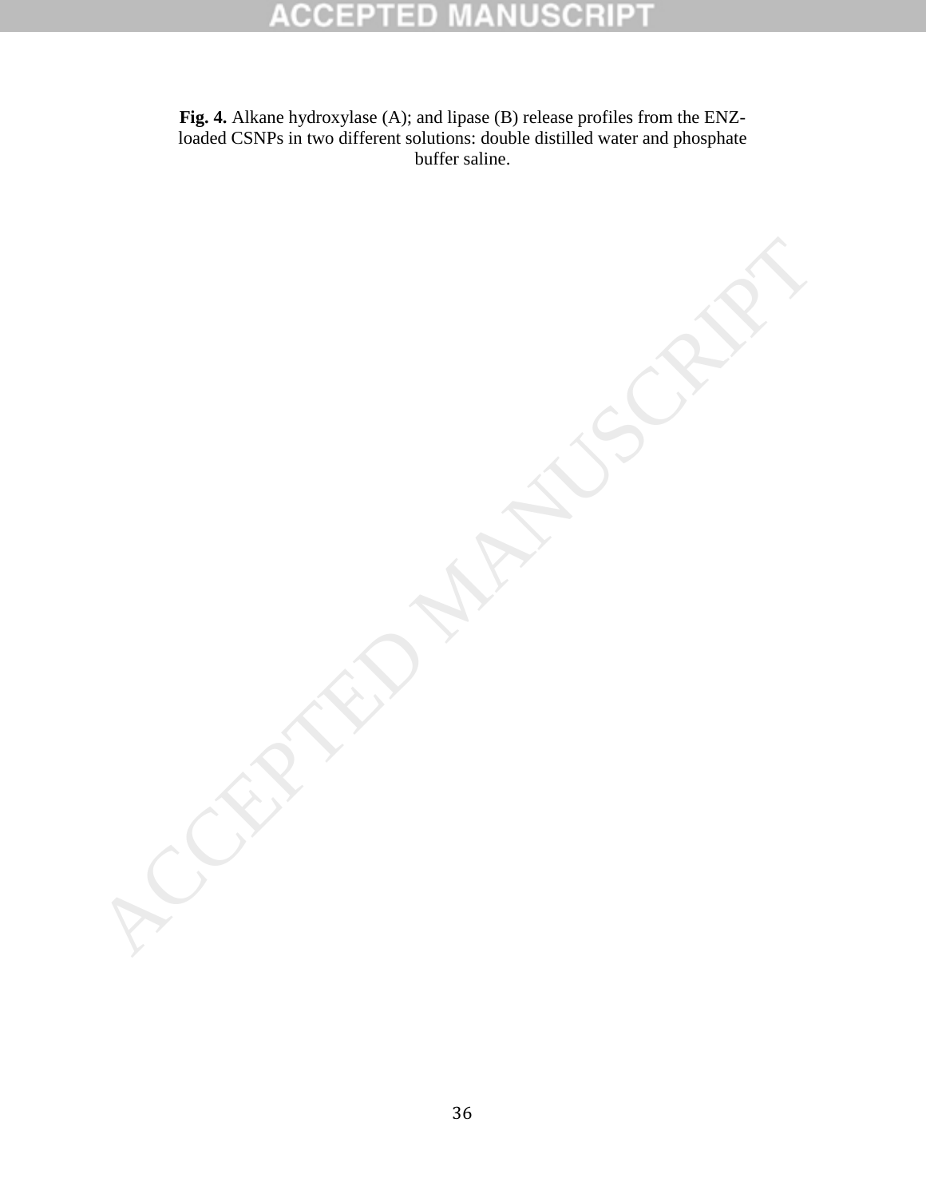**Fig. 4.** Alkane hydroxylase (A); and lipase (B) release profiles from the ENZ-loaded CSNPs in two different solutions: double distilled water and phosphate buffer saline.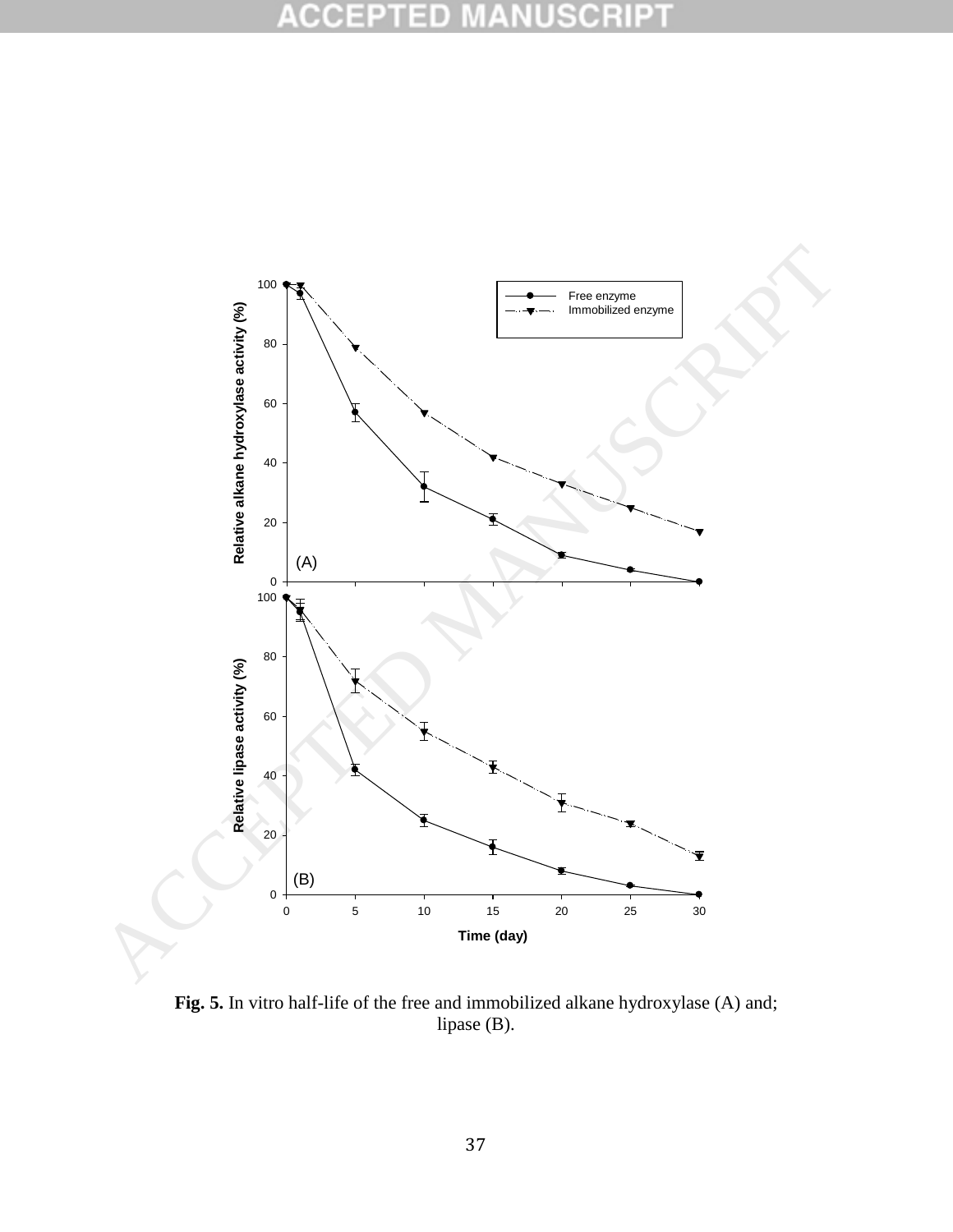**Fig. 5.** In vitro half-life of the free and immobilized alkane hydroxylase (A) and; lipase (B).